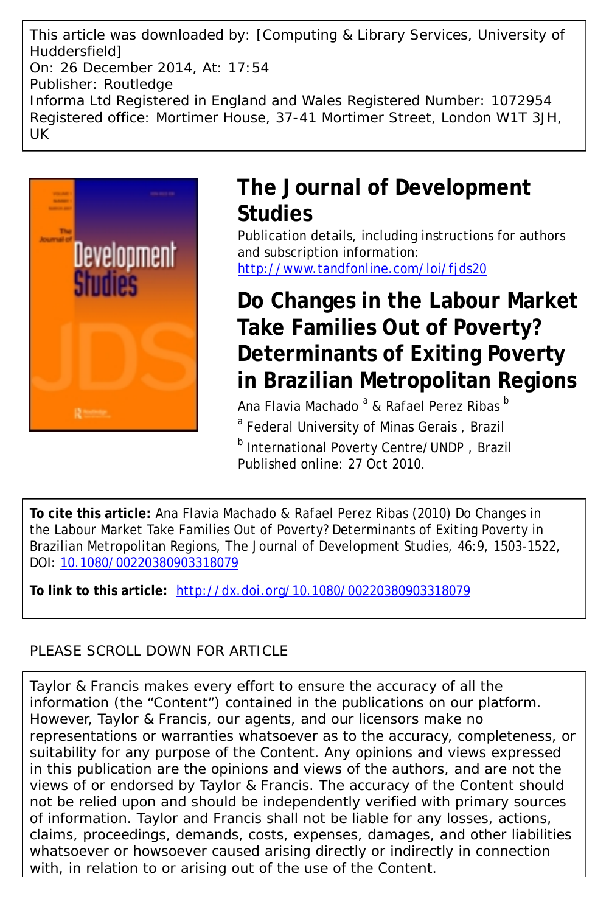This article was downloaded by: [Computing & Library Services, University of Huddersfield]
On: 26 December 2014, At: 17:54
Publisher: Routledge
Informa Ltd Registered in England and Wales Registered Number: 1072954
Registered office: Mortimer House, 37-41 Mortimer Street, London W1T 3JH, UK

# The Journal of Development Studies

Publication details, including instructions for authors and subscription information:
http://www.tandfonline.com/loi/fjds20

## Do Changes in the Labour Market Take Families Out of Poverty? Determinants of Exiting Poverty in Brazilian Metropolitan Regions

Ana Flavia Machado [a] & Rafael Perez Ribas [b]

[a] Federal University of Minas Gerais , Brazil

[b] International Poverty Centre/UNDP , Brazil

Published online: 27 Oct 2010.

**To cite this article:** Ana Flavia Machado & Rafael Perez Ribas (2010) Do Changes in the Labour Market Take Families Out of Poverty? Determinants of Exiting Poverty in Brazilian Metropolitan Regions, The Journal of Development Studies, 46:9, 1503-1522, DOI: 10.1080/00220380903318079

**To link to this article:** http://dx.doi.org/10.1080/00220380903318079

PLEASE SCROLL DOWN FOR ARTICLE

Taylor & Francis makes every effort to ensure the accuracy of all the information (the "Content") contained in the publications on our platform. However, Taylor & Francis, our agents, and our licensors make no representations or warranties whatsoever as to the accuracy, completeness, or suitability for any purpose of the Content. Any opinions and views expressed in this publication are the opinions and views of the authors, and are not the views of or endorsed by Taylor & Francis. The accuracy of the Content should not be relied upon and should be independently verified with primary sources of information. Taylor and Francis shall not be liable for any losses, actions, claims, proceedings, demands, costs, expenses, damages, and other liabilities whatsoever or howsoever caused arising directly or indirectly in connection with, in relation to or arising out of the use of the Content.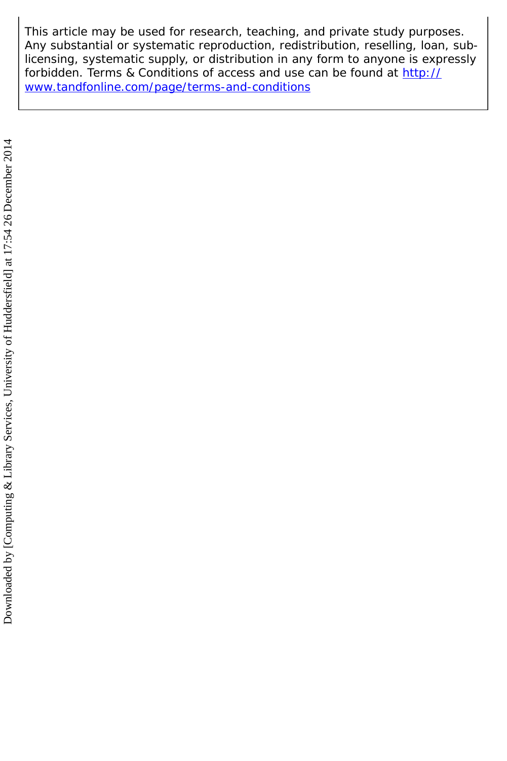This article may be used for research, teaching, and private study purposes. Any substantial or systematic reproduction, redistribution, reselling, loan, sub-licensing, systematic supply, or distribution in any form to anyone is expressly forbidden. Terms & Conditions of access and use can be found at http://www.tandfonline.com/page/terms-and-conditions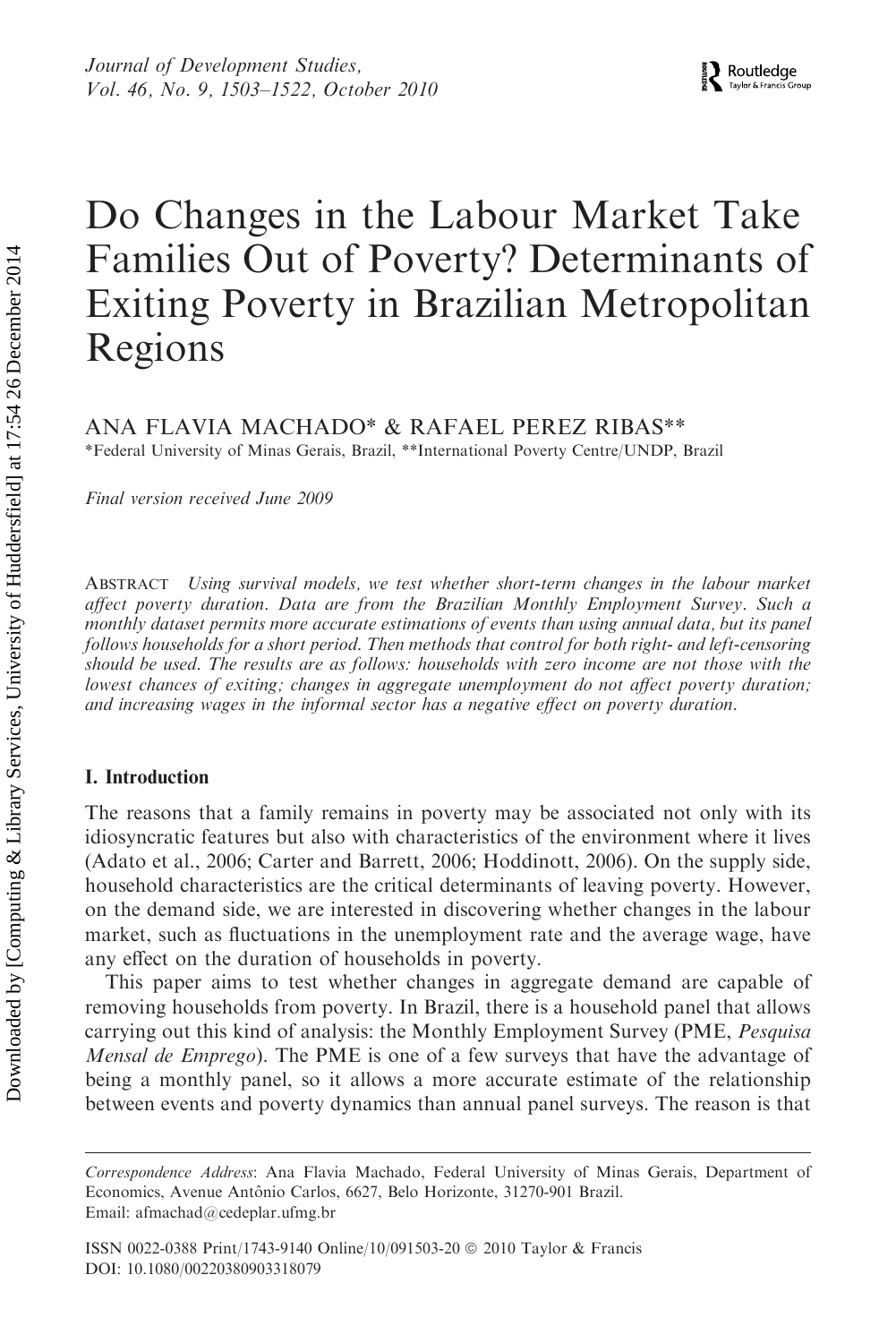# Do Changes in the Labour Market Take Families Out of Poverty? Determinants of Exiting Poverty in Brazilian Metropolitan Regions

ANA FLAVIA MACHADO* & RAFAEL PEREZ RIBAS**

*Federal University of Minas Gerais, Brazil, **International Poverty Centre/UNDP, Brazil

*Final version received June 2009*

ABSTRACT *Using survival models, we test whether short-term changes in the labour market affect poverty duration. Data are from the Brazilian Monthly Employment Survey. Such a monthly dataset permits more accurate estimations of events than using annual data, but its panel follows households for a short period. Then methods that control for both right- and left-censoring should be used. The results are as follows: households with zero income are not those with the lowest chances of exiting; changes in aggregate unemployment do not affect poverty duration; and increasing wages in the informal sector has a negative effect on poverty duration.*

## I. Introduction

The reasons that a family remains in poverty may be associated not only with its idiosyncratic features but also with characteristics of the environment where it lives (Adato et al., 2006; Carter and Barrett, 2006; Hoddinott, 2006). On the supply side, household characteristics are the critical determinants of leaving poverty. However, on the demand side, we are interested in discovering whether changes in the labour market, such as fluctuations in the unemployment rate and the average wage, have any effect on the duration of households in poverty.

This paper aims to test whether changes in aggregate demand are capable of removing households from poverty. In Brazil, there is a household panel that allows carrying out this kind of analysis: the Monthly Employment Survey (PME, *Pesquisa Mensal de Emprego*). The PME is one of a few surveys that have the advantage of being a monthly panel, so it allows a more accurate estimate of the relationship between events and poverty dynamics than annual panel surveys. The reason is that

---

*Correspondence Address*: Ana Flavia Machado, Federal University of Minas Gerais, Department of Economics, Avenue Antônio Carlos, 6627, Belo Horizonte, 31270-901 Brazil. Email: afmachad@cedeplar.ufmg.br

ISSN 0022-0388 Print/1743-9140 Online/10/091503-20 © 2010 Taylor & Francis
DOI: 10.1080/00220380903318079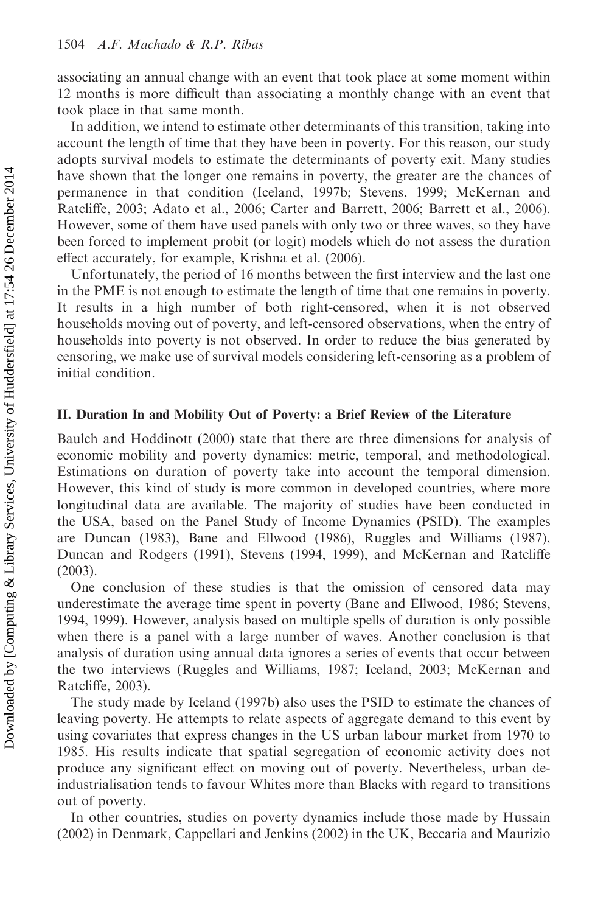associating an annual change with an event that took place at some moment within 12 months is more difficult than associating a monthly change with an event that took place in that same month.

In addition, we intend to estimate other determinants of this transition, taking into account the length of time that they have been in poverty. For this reason, our study adopts survival models to estimate the determinants of poverty exit. Many studies have shown that the longer one remains in poverty, the greater are the chances of permanence in that condition (Iceland, 1997b; Stevens, 1999; McKernan and Ratcliffe, 2003; Adato et al., 2006; Carter and Barrett, 2006; Barrett et al., 2006). However, some of them have used panels with only two or three waves, so they have been forced to implement probit (or logit) models which do not assess the duration effect accurately, for example, Krishna et al. (2006).

Unfortunately, the period of 16 months between the first interview and the last one in the PME is not enough to estimate the length of time that one remains in poverty. It results in a high number of both right-censored, when it is not observed households moving out of poverty, and left-censored observations, when the entry of households into poverty is not observed. In order to reduce the bias generated by censoring, we make use of survival models considering left-censoring as a problem of initial condition.

## II. Duration In and Mobility Out of Poverty: a Brief Review of the Literature

Baulch and Hoddinott (2000) state that there are three dimensions for analysis of economic mobility and poverty dynamics: metric, temporal, and methodological. Estimations on duration of poverty take into account the temporal dimension. However, this kind of study is more common in developed countries, where more longitudinal data are available. The majority of studies have been conducted in the USA, based on the Panel Study of Income Dynamics (PSID). The examples are Duncan (1983), Bane and Ellwood (1986), Ruggles and Williams (1987), Duncan and Rodgers (1991), Stevens (1994, 1999), and McKernan and Ratcliffe (2003).

One conclusion of these studies is that the omission of censored data may underestimate the average time spent in poverty (Bane and Ellwood, 1986; Stevens, 1994, 1999). However, analysis based on multiple spells of duration is only possible when there is a panel with a large number of waves. Another conclusion is that analysis of duration using annual data ignores a series of events that occur between the two interviews (Ruggles and Williams, 1987; Iceland, 2003; McKernan and Ratcliffe, 2003).

The study made by Iceland (1997b) also uses the PSID to estimate the chances of leaving poverty. He attempts to relate aspects of aggregate demand to this event by using covariates that express changes in the US urban labour market from 1970 to 1985. His results indicate that spatial segregation of economic activity does not produce any significant effect on moving out of poverty. Nevertheless, urban de-industrialisation tends to favour Whites more than Blacks with regard to transitions out of poverty.

In other countries, studies on poverty dynamics include those made by Hussain (2002) in Denmark, Cappellari and Jenkins (2002) in the UK, Beccaria and Maurízio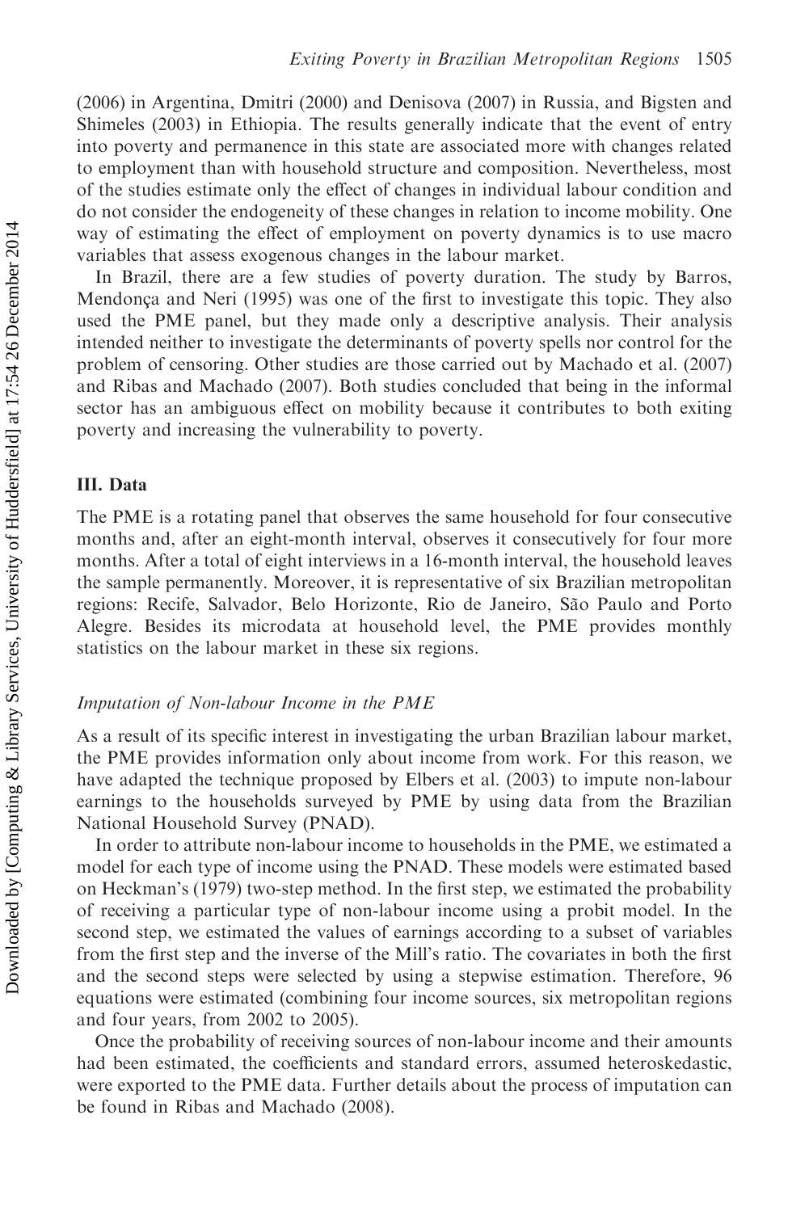(2006) in Argentina, Dmitri (2000) and Denisova (2007) in Russia, and Bigsten and Shimeles (2003) in Ethiopia. The results generally indicate that the event of entry into poverty and permanence in this state are associated more with changes related to employment than with household structure and composition. Nevertheless, most of the studies estimate only the effect of changes in individual labour condition and do not consider the endogeneity of these changes in relation to income mobility. One way of estimating the effect of employment on poverty dynamics is to use macro variables that assess exogenous changes in the labour market.

In Brazil, there are a few studies of poverty duration. The study by Barros, Mendonça and Neri (1995) was one of the first to investigate this topic. They also used the PME panel, but they made only a descriptive analysis. Their analysis intended neither to investigate the determinants of poverty spells nor control for the problem of censoring. Other studies are those carried out by Machado et al. (2007) and Ribas and Machado (2007). Both studies concluded that being in the informal sector has an ambiguous effect on mobility because it contributes to both exiting poverty and increasing the vulnerability to poverty.

## III. Data

The PME is a rotating panel that observes the same household for four consecutive months and, after an eight-month interval, observes it consecutively for four more months. After a total of eight interviews in a 16-month interval, the household leaves the sample permanently. Moreover, it is representative of six Brazilian metropolitan regions: Recife, Salvador, Belo Horizonte, Rio de Janeiro, São Paulo and Porto Alegre. Besides its microdata at household level, the PME provides monthly statistics on the labour market in these six regions.

### *Imputation of Non-labour Income in the PME*

As a result of its specific interest in investigating the urban Brazilian labour market, the PME provides information only about income from work. For this reason, we have adapted the technique proposed by Elbers et al. (2003) to impute non-labour earnings to the households surveyed by PME by using data from the Brazilian National Household Survey (PNAD).

In order to attribute non-labour income to households in the PME, we estimated a model for each type of income using the PNAD. These models were estimated based on Heckman's (1979) two-step method. In the first step, we estimated the probability of receiving a particular type of non-labour income using a probit model. In the second step, we estimated the values of earnings according to a subset of variables from the first step and the inverse of the Mill's ratio. The covariates in both the first and the second steps were selected by using a stepwise estimation. Therefore, 96 equations were estimated (combining four income sources, six metropolitan regions and four years, from 2002 to 2005).

Once the probability of receiving sources of non-labour income and their amounts had been estimated, the coefficients and standard errors, assumed heteroskedastic, were exported to the PME data. Further details about the process of imputation can be found in Ribas and Machado (2008).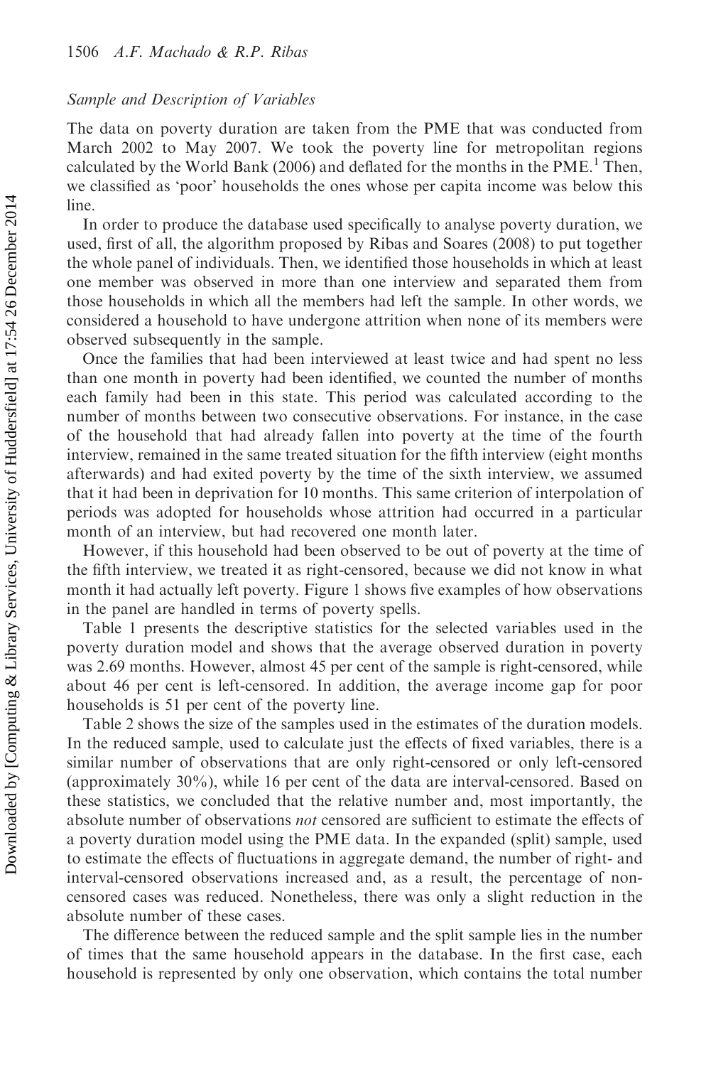### *Sample and Description of Variables*

The data on poverty duration are taken from the PME that was conducted from March 2002 to May 2007. We took the poverty line for metropolitan regions calculated by the World Bank (2006) and deflated for the months in the PME.[1] Then, we classified as 'poor' households the ones whose per capita income was below this line.

In order to produce the database used specifically to analyse poverty duration, we used, first of all, the algorithm proposed by Ribas and Soares (2008) to put together the whole panel of individuals. Then, we identified those households in which at least one member was observed in more than one interview and separated them from those households in which all the members had left the sample. In other words, we considered a household to have undergone attrition when none of its members were observed subsequently in the sample.

Once the families that had been interviewed at least twice and had spent no less than one month in poverty had been identified, we counted the number of months each family had been in this state. This period was calculated according to the number of months between two consecutive observations. For instance, in the case of the household that had already fallen into poverty at the time of the fourth interview, remained in the same treated situation for the fifth interview (eight months afterwards) and had exited poverty by the time of the sixth interview, we assumed that it had been in deprivation for 10 months. This same criterion of interpolation of periods was adopted for households whose attrition had occurred in a particular month of an interview, but had recovered one month later.

However, if this household had been observed to be out of poverty at the time of the fifth interview, we treated it as right-censored, because we did not know in what month it had actually left poverty. Figure 1 shows five examples of how observations in the panel are handled in terms of poverty spells.

Table 1 presents the descriptive statistics for the selected variables used in the poverty duration model and shows that the average observed duration in poverty was 2.69 months. However, almost 45 per cent of the sample is right-censored, while about 46 per cent is left-censored. In addition, the average income gap for poor households is 51 per cent of the poverty line.

Table 2 shows the size of the samples used in the estimates of the duration models. In the reduced sample, used to calculate just the effects of fixed variables, there is a similar number of observations that are only right-censored or only left-censored (approximately 30%), while 16 per cent of the data are interval-censored. Based on these statistics, we concluded that the relative number and, most importantly, the absolute number of observations *not* censored are sufficient to estimate the effects of a poverty duration model using the PME data. In the expanded (split) sample, used to estimate the effects of fluctuations in aggregate demand, the number of right- and interval-censored observations increased and, as a result, the percentage of non-censored cases was reduced. Nonetheless, there was only a slight reduction in the absolute number of these cases.

The difference between the reduced sample and the split sample lies in the number of times that the same household appears in the database. In the first case, each household is represented by only one observation, which contains the total number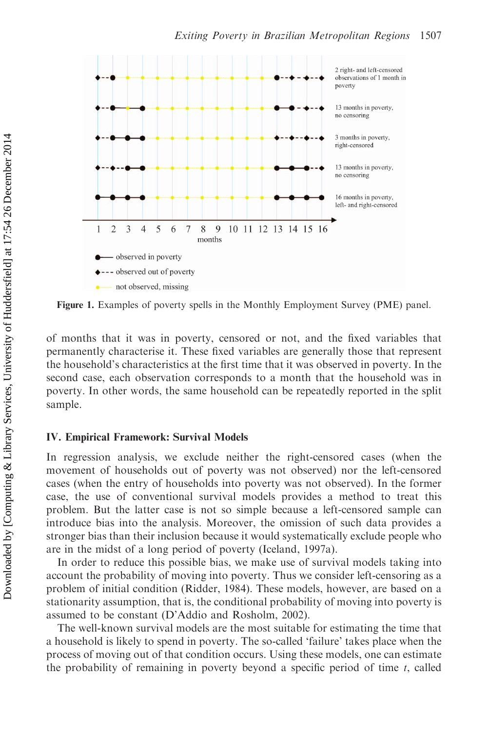**Figure 1.** Examples of poverty spells in the Monthly Employment Survey (PME) panel.

of months that it was in poverty, censored or not, and the fixed variables that permanently characterise it. These fixed variables are generally those that represent the household's characteristics at the first time that it was observed in poverty. In the second case, each observation corresponds to a month that the household was in poverty. In other words, the same household can be repeatedly reported in the split sample.

## IV. Empirical Framework: Survival Models

In regression analysis, we exclude neither the right-censored cases (when the movement of households out of poverty was not observed) nor the left-censored cases (when the entry of households into poverty was not observed). In the former case, the use of conventional survival models provides a method to treat this problem. But the latter case is not so simple because a left-censored sample can introduce bias into the analysis. Moreover, the omission of such data provides a stronger bias than their inclusion because it would systematically exclude people who are in the midst of a long period of poverty (Iceland, 1997a).

In order to reduce this possible bias, we make use of survival models taking into account the probability of moving into poverty. Thus we consider left-censoring as a problem of initial condition (Ridder, 1984). These models, however, are based on a stationarity assumption, that is, the conditional probability of moving into poverty is assumed to be constant (D'Addio and Rosholm, 2002).

The well-known survival models are the most suitable for estimating the time that a household is likely to spend in poverty. The so-called 'failure' takes place when the process of moving out of that condition occurs. Using these models, one can estimate the probability of remaining in poverty beyond a specific period of time $t$, called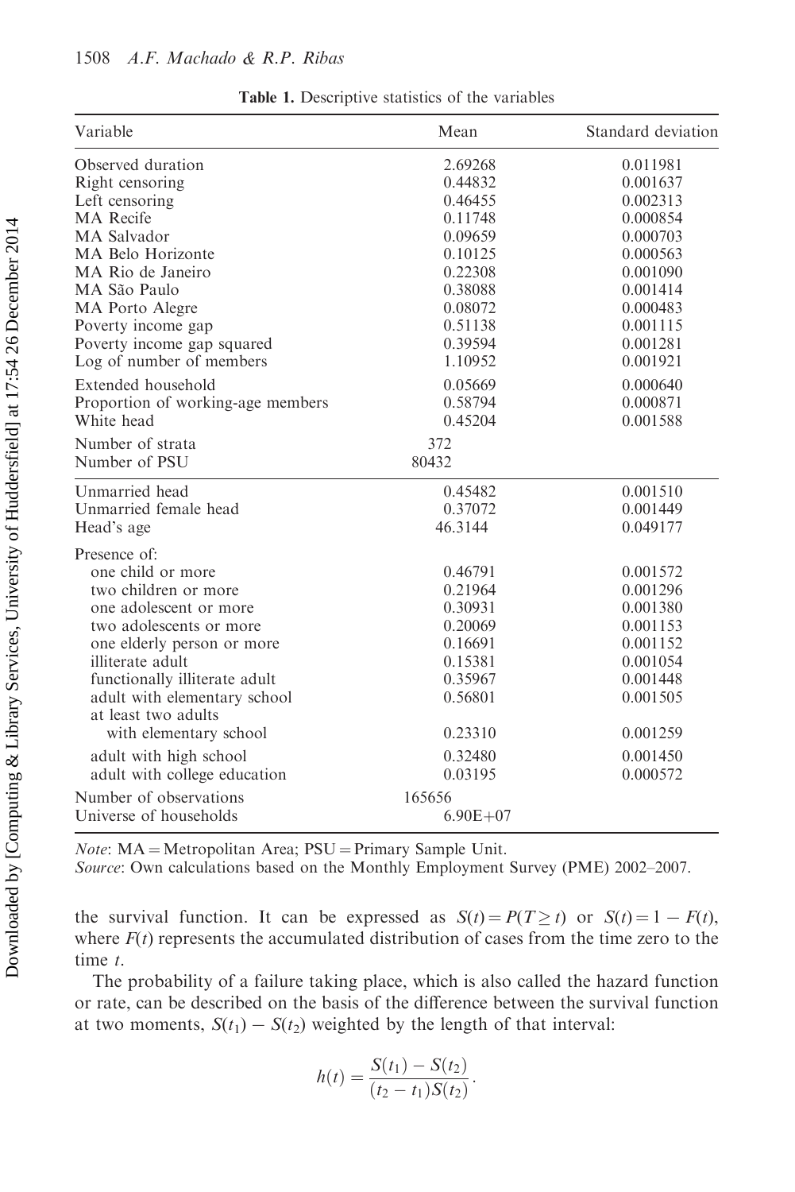**Table 1.** Descriptive statistics of the variables

| Variable | Mean | Standard deviation |
|---|---|---|
| Observed duration | 2.69268 | 0.011981 |
| Right censoring | 0.44832 | 0.001637 |
| Left censoring | 0.46455 | 0.002313 |
| MA Recife | 0.11748 | 0.000854 |
| MA Salvador | 0.09659 | 0.000703 |
| MA Belo Horizonte | 0.10125 | 0.000563 |
| MA Rio de Janeiro | 0.22308 | 0.001090 |
| MA São Paulo | 0.38088 | 0.001414 |
| MA Porto Alegre | 0.08072 | 0.000483 |
| Poverty income gap | 0.51138 | 0.001115 |
| Poverty income gap squared | 0.39594 | 0.001281 |
| Log of number of members | 1.10952 | 0.001921 |
| Extended household | 0.05669 | 0.000640 |
| Proportion of working-age members | 0.58794 | 0.000871 |
| White head | 0.45204 | 0.001588 |
| Number of strata | 372 | |
| Number of PSU | 80432 | |
| Unmarried head | 0.45482 | 0.001510 |
| Unmarried female head | 0.37072 | 0.001449 |
| Head's age | 46.3144 | 0.049177 |
| Presence of: | | |
| one child or more | 0.46791 | 0.001572 |
| two children or more | 0.21964 | 0.001296 |
| one adolescent or more | 0.30931 | 0.001380 |
| two adolescents or more | 0.20069 | 0.001153 |
| one elderly person or more | 0.16691 | 0.001152 |
| illiterate adult | 0.15381 | 0.001054 |
| functionally illiterate adult | 0.35967 | 0.001448 |
| adult with elementary school | 0.56801 | 0.001505 |
| at least two adults with elementary school | 0.23310 | 0.001259 |
| adult with high school | 0.32480 | 0.001450 |
| adult with college education | 0.03195 | 0.000572 |
| Number of observations | 165656 | |
| Universe of households | 6.90E+07 | |

*Note*: MA = Metropolitan Area; PSU = Primary Sample Unit.
*Source*: Own calculations based on the Monthly Employment Survey (PME) 2002–2007.

the survival function. It can be expressed as $S(t) = P(T \geq t)$ or $S(t) = 1 - F(t)$, where $F(t)$ represents the accumulated distribution of cases from the time zero to the time $t$.

The probability of a failure taking place, which is also called the hazard function or rate, can be described on the basis of the difference between the survival function at two moments, $S(t_1) - S(t_2)$ weighted by the length of that interval:

$$h(t) = \frac{S(t_1) - S(t_2)}{(t_2 - t_1)S(t_2)}.$$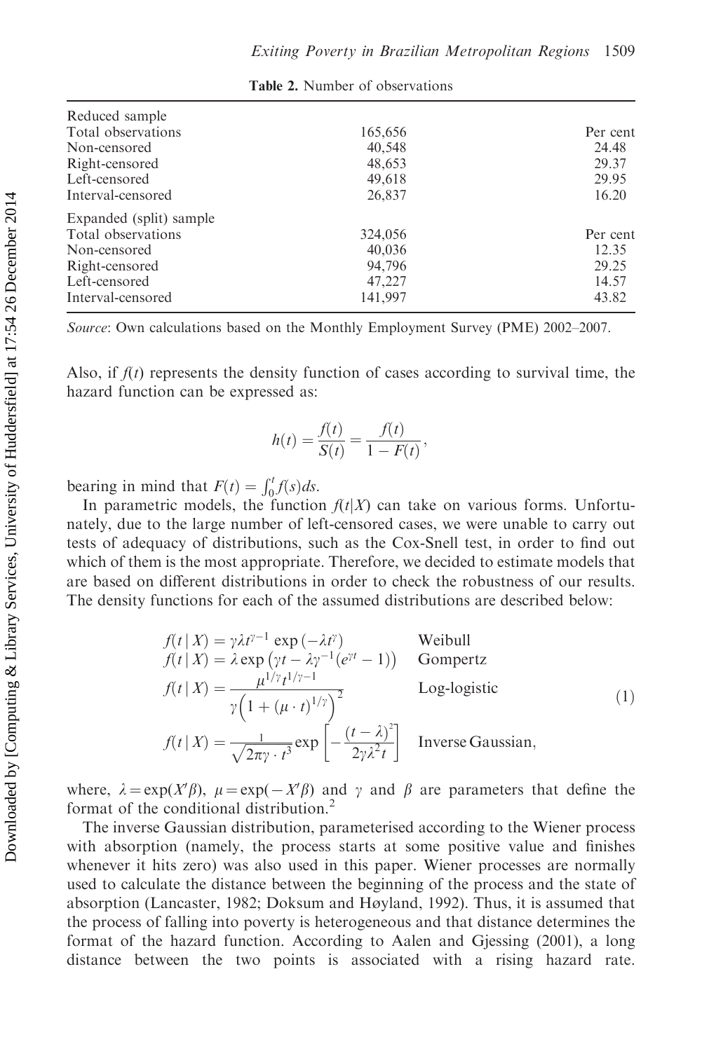**Table 2.** Number of observations

| | | |
|---|---|---|
| Reduced sample | | |
| Total observations | 165,656 | Per cent |
| Non-censored | 40,548 | 24.48 |
| Right-censored | 48,653 | 29.37 |
| Left-censored | 49,618 | 29.95 |
| Interval-censored | 26,837 | 16.20 |
| Expanded (split) sample | | |
| Total observations | 324,056 | Per cent |
| Non-censored | 40,036 | 12.35 |
| Right-censored | 94,796 | 29.25 |
| Left-censored | 47,227 | 14.57 |
| Interval-censored | 141,997 | 43.82 |

*Source*: Own calculations based on the Monthly Employment Survey (PME) 2002–2007.

Also, if $f(t)$ represents the density function of cases according to survival time, the hazard function can be expressed as:

$$h(t) = \frac{f(t)}{S(t)} = \frac{f(t)}{1 - F(t)},$$

bearing in mind that $F(t) = \int_0^t f(s)ds$.

In parametric models, the function $f(t|X)$ can take on various forms. Unfortunately, due to the large number of left-censored cases, we were unable to carry out tests of adequacy of distributions, such as the Cox-Snell test, in order to find out which of them is the most appropriate. Therefore, we decided to estimate models that are based on different distributions in order to check the robustness of our results. The density functions for each of the assumed distributions are described below:

$$\begin{aligned}
f(t\,|\,X) &= \gamma\lambda t^{\gamma-1}\exp\left(-\lambda t^{\gamma}\right) && \text{Weibull}\\
f(t\,|\,X) &= \lambda\exp\left(\gamma t - \lambda\gamma^{-1}(e^{\gamma t}-1)\right) && \text{Gompertz}\\
f(t\,|\,X) &= \frac{\mu^{1/\gamma}t^{1/\gamma-1}}{\gamma\left(1+(\mu\cdot t)^{1/\gamma}\right)^2} && \text{Log-logistic}\\
f(t\,|\,X) &= \frac{1}{\sqrt{2\pi\gamma\cdot t^3}}\exp\left[-\frac{(t-\lambda)^2}{2\gamma\lambda^2 t}\right] && \text{Inverse Gaussian,}
\end{aligned} \tag{1}$$

where, $\lambda = \exp(X'\beta)$, $\mu = \exp(-X'\beta)$ and $\gamma$ and $\beta$ are parameters that define the format of the conditional distribution.[2]

The inverse Gaussian distribution, parameterised according to the Wiener process with absorption (namely, the process starts at some positive value and finishes whenever it hits zero) was also used in this paper. Wiener processes are normally used to calculate the distance between the beginning of the process and the state of absorption (Lancaster, 1982; Doksum and Høyland, 1992). Thus, it is assumed that the process of falling into poverty is heterogeneous and that distance determines the format of the hazard function. According to Aalen and Gjessing (2001), a long distance between the two points is associated with a rising hazard rate.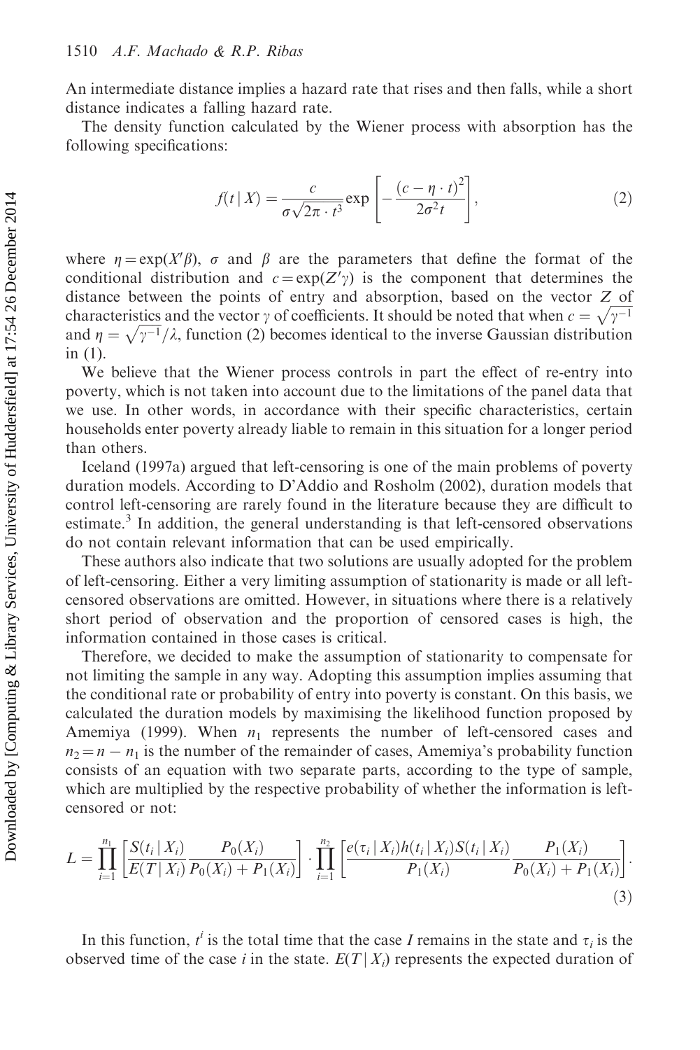An intermediate distance implies a hazard rate that rises and then falls, while a short distance indicates a falling hazard rate.

The density function calculated by the Wiener process with absorption has the following specifications:

$$f(t \mid X) = \frac{c}{\sigma\sqrt{2\pi \cdot t^3}} \exp\left[-\frac{(c - \eta \cdot t)^2}{2\sigma^2 t}\right], \tag{2}$$

where $\eta = \exp(X'\beta)$, $\sigma$ and $\beta$ are the parameters that define the format of the conditional distribution and $c = \exp(Z'\gamma)$ is the component that determines the distance between the points of entry and absorption, based on the vector $Z$ of characteristics and the vector $\gamma$ of coefficients. It should be noted that when $c = \sqrt{\gamma^{-1}}$ and $\eta = \sqrt{\gamma^{-1}}/\lambda$, function (2) becomes identical to the inverse Gaussian distribution in (1).

We believe that the Wiener process controls in part the effect of re-entry into poverty, which is not taken into account due to the limitations of the panel data that we use. In other words, in accordance with their specific characteristics, certain households enter poverty already liable to remain in this situation for a longer period than others.

Iceland (1997a) argued that left-censoring is one of the main problems of poverty duration models. According to D'Addio and Rosholm (2002), duration models that control left-censoring are rarely found in the literature because they are difficult to estimate.[3] In addition, the general understanding is that left-censored observations do not contain relevant information that can be used empirically.

These authors also indicate that two solutions are usually adopted for the problem of left-censoring. Either a very limiting assumption of stationarity is made or all left-censored observations are omitted. However, in situations where there is a relatively short period of observation and the proportion of censored cases is high, the information contained in those cases is critical.

Therefore, we decided to make the assumption of stationarity to compensate for not limiting the sample in any way. Adopting this assumption implies assuming that the conditional rate or probability of entry into poverty is constant. On this basis, we calculated the duration models by maximising the likelihood function proposed by Amemiya (1999). When $n_1$ represents the number of left-censored cases and $n_2 = n - n_1$ is the number of the remainder of cases, Amemiya's probability function consists of an equation with two separate parts, according to the type of sample, which are multiplied by the respective probability of whether the information is left-censored or not:

$$L = \prod_{i=1}^{n_1} \left[\frac{S(t_i \mid X_i)}{E(T \mid X_i)} \frac{P_0(X_i)}{P_0(X_i) + P_1(X_i)}\right] \cdot \prod_{i=1}^{n_2} \left[\frac{e(\tau_i \mid X_i) h(t_i \mid X_i) S(t_i \mid X_i)}{P_1(X_i)} \frac{P_1(X_i)}{P_0(X_i) + P_1(X_i)}\right]. \tag{3}$$

In this function, $t^i$ is the total time that the case $I$ remains in the state and $\tau_i$ is the observed time of the case $i$ in the state. $E(T \mid X_i)$ represents the expected duration of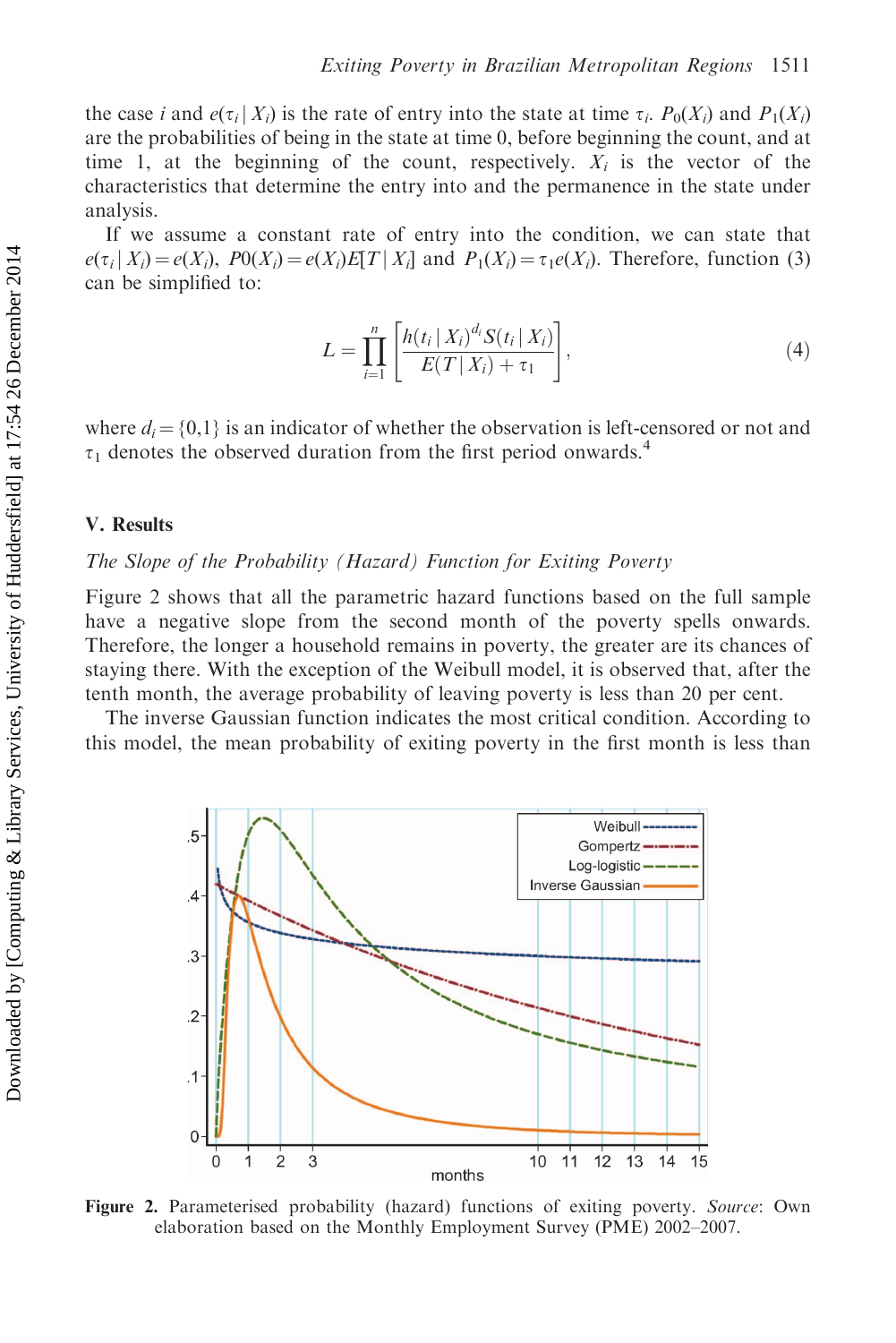the case $i$ and $e(\tau_i \mid X_i)$ is the rate of entry into the state at time $\tau_i$. $P_0(X_i)$ and $P_1(X_i)$ are the probabilities of being in the state at time 0, before beginning the count, and at time 1, at the beginning of the count, respectively. $X_i$ is the vector of the characteristics that determine the entry into and the permanence in the state under analysis.

If we assume a constant rate of entry into the condition, we can state that $e(\tau_i \mid X_i) = e(X_i)$, $P0(X_i) = e(X_i)E[T \mid X_i]$ and $P_1(X_i) = \tau_1 e(X_i)$. Therefore, function (3) can be simplified to:

$$L = \prod_{i=1}^{n} \left[ \frac{h(t_i \mid X_i)^{d_i} S(t_i \mid X_i)}{E(T \mid X_i) + \tau_1} \right], \tag{4}$$

where $d_i = \{0,1\}$ is an indicator of whether the observation is left-censored or not and $\tau_1$ denotes the observed duration from the first period onwards.[4]

## V. Results

### *The Slope of the Probability (Hazard) Function for Exiting Poverty*

Figure 2 shows that all the parametric hazard functions based on the full sample have a negative slope from the second month of the poverty spells onwards. Therefore, the longer a household remains in poverty, the greater are its chances of staying there. With the exception of the Weibull model, it is observed that, after the tenth month, the average probability of leaving poverty is less than 20 per cent.

The inverse Gaussian function indicates the most critical condition. According to this model, the mean probability of exiting poverty in the first month is less than

**Figure 2.** Parameterised probability (hazard) functions of exiting poverty. *Source*: Own elaboration based on the Monthly Employment Survey (PME) 2002–2007.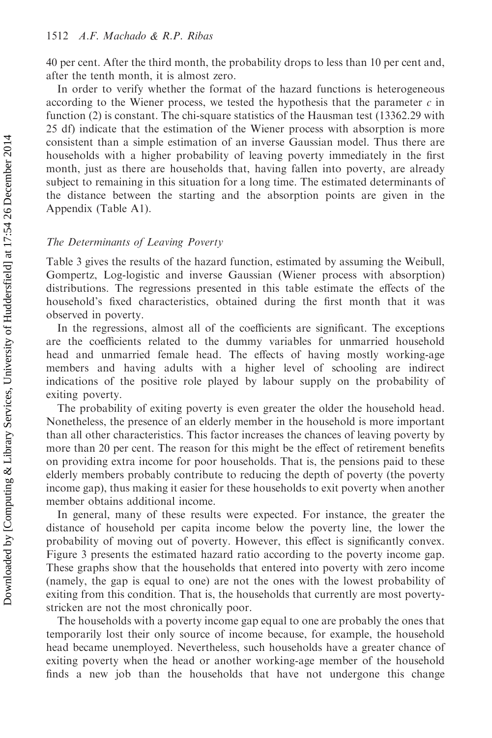40 per cent. After the third month, the probability drops to less than 10 per cent and, after the tenth month, it is almost zero.

In order to verify whether the format of the hazard functions is heterogeneous according to the Wiener process, we tested the hypothesis that the parameter $c$ in function (2) is constant. The chi-square statistics of the Hausman test (13362.29 with 25 df) indicate that the estimation of the Wiener process with absorption is more consistent than a simple estimation of an inverse Gaussian model. Thus there are households with a higher probability of leaving poverty immediately in the first month, just as there are households that, having fallen into poverty, are already subject to remaining in this situation for a long time. The estimated determinants of the distance between the starting and the absorption points are given in the Appendix (Table A1).

### *The Determinants of Leaving Poverty*

Table 3 gives the results of the hazard function, estimated by assuming the Weibull, Gompertz, Log-logistic and inverse Gaussian (Wiener process with absorption) distributions. The regressions presented in this table estimate the effects of the household's fixed characteristics, obtained during the first month that it was observed in poverty.

In the regressions, almost all of the coefficients are significant. The exceptions are the coefficients related to the dummy variables for unmarried household head and unmarried female head. The effects of having mostly working-age members and having adults with a higher level of schooling are indirect indications of the positive role played by labour supply on the probability of exiting poverty.

The probability of exiting poverty is even greater the older the household head. Nonetheless, the presence of an elderly member in the household is more important than all other characteristics. This factor increases the chances of leaving poverty by more than 20 per cent. The reason for this might be the effect of retirement benefits on providing extra income for poor households. That is, the pensions paid to these elderly members probably contribute to reducing the depth of poverty (the poverty income gap), thus making it easier for these households to exit poverty when another member obtains additional income.

In general, many of these results were expected. For instance, the greater the distance of household per capita income below the poverty line, the lower the probability of moving out of poverty. However, this effect is significantly convex. Figure 3 presents the estimated hazard ratio according to the poverty income gap. These graphs show that the households that entered into poverty with zero income (namely, the gap is equal to one) are not the ones with the lowest probability of exiting from this condition. That is, the households that currently are most poverty-stricken are not the most chronically poor.

The households with a poverty income gap equal to one are probably the ones that temporarily lost their only source of income because, for example, the household head became unemployed. Nevertheless, such households have a greater chance of exiting poverty when the head or another working-age member of the household finds a new job than the households that have not undergone this change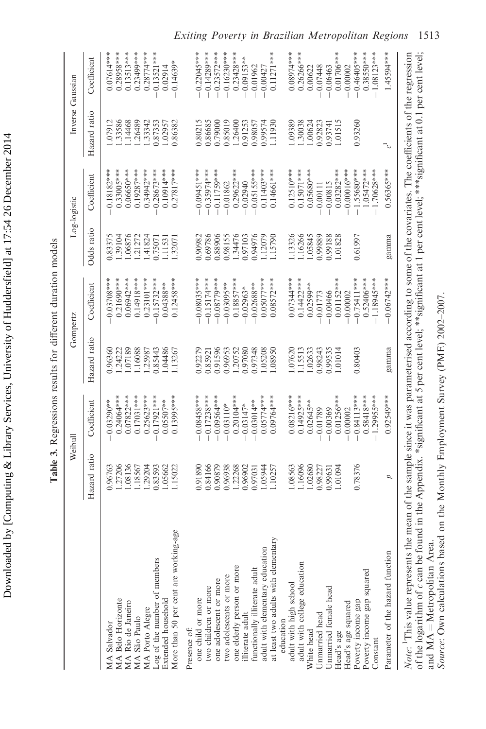**Table 3.** Regressions results for different duration models

| | Weibull | | Gompertz | | Log-logistic | | Inverse Gaussian | |
|---|---|---|---|---|---|---|---|---|
| | Hazard ratio | Coefficient | Hazard ratio | Coefficient | Odds ratio | Coefficient | Hazard ratio | Coefficient |
| MA Salvador | 0.96763 | −0.03290** | 0.96360 | −0.03708*** | 0.83375 | −0.18182*** | 1.07912 | 0.07614*** |
| MA Belo Horizonte | 1.27206 | 0.24064*** | 1.24222 | 0.21690*** | 1.39104 | 0.33005*** | 1.33586 | 0.28958*** |
| MA Rio de Janeiro | 1.08136 | 0.07822*** | 1.07189 | 0.06942*** | 1.06876 | 0.06650*** | 1.14468 | 0.13513*** |
| MA São Paulo | 1.18567 | 0.17031*** | 1.16088 | 0.14918*** | 1.21272 | 0.19287*** | 1.26489 | 0.23499*** |
| MA Porto Alegre | 1.29204 | 0.25623*** | 1.25987 | 0.23101*** | 1.41824 | 0.34942*** | 1.33342 | 0.28774*** |
| Log of the number of members | 0.83593 | −0.17921*** | 0.85443 | −0.15732*** | 0.75071 | −0.28673*** | 0.87353 | −0.13521*** |
| Extended household | 1.05662 | 0.05507** | 1.04486 | 0.04388** | 1.11531 | 0.10914*** | 1.02957 | 0.02914 |
| More than 50 per cent are working-age | 1.15022 | 0.13995*** | 1.13267 | 0.12458*** | 1.32071 | 0.27817*** | 0.86382 | −0.14639* |
| Presence of: | | | | | | | | |
| one child or more | 0.91890 | −0.08458*** | 0.92279 | −0.08035*** | 0.90982 | −0.09451*** | 0.80215 | −0.22045*** |
| two children or more | 0.84166 | −0.17238*** | 0.85921 | −0.15174*** | 0.69786 | −0.35974*** | 0.86685 | −0.14289*** |
| one adolescent or more | 0.90879 | −0.09564*** | 0.91596 | −0.08779*** | 0.88906 | −0.11759*** | 0.79000 | −0.23572*** |
| two adolescents or more | 0.96938 | −0.03110* | 0.96953 | −0.03095** | 0.98155 | −0.01862 | 0.85019 | −0.16230*** |
| one elderly person or more | 1.22268 | 0.20104*** | 1.20752 | 0.18857*** | 1.34476 | 0.29622*** | 1.26400 | 0.23428*** |
| illiterate adult | 0.96902 | −0.03147* | 0.97080 | −0.02963* | 0.97103 | −0.02940 | 0.91253 | −0.09153** |
| functionally illiterate adult | 0.97031 | −0.03014** | 0.97348 | −0.02688** | 0.94976 | −0.05155*** | 0.98057 | −0.01962 |
| adult with elementary education | 1.05944 | 0.05774*** | 1.05208 | 0.05077*** | 1.12079 | 0.11403*** | 0.99574 | −0.00427 |
| at least two adults with elementary education | 1.10257 | 0.09764*** | 1.08950 | 0.08572*** | 1.15790 | 0.14661*** | 1.11930 | 0.11271*** |
| adult with high school | 1.08563 | 0.08216*** | 1.07620 | 0.07344*** | 1.13326 | 0.12510*** | 1.09389 | 0.08974*** |
| adult with college education | 1.16096 | 0.14925*** | 1.15513 | 0.14422*** | 1.16266 | 0.15071*** | 1.30038 | 0.26266*** |
| White head | 1.02680 | 0.02645** | 1.02633 | 0.02599** | 1.05845 | 0.05680*** | 1.00624 | 0.00622 |
| Unmarried head | 0.98227 | −0.01789 | 0.98243 | −0.01773 | 0.99889 | −0.00111 | 0.92823 | −0.07448 |
| Unmarried female head | 0.99631 | −0.00369 | 0.99535 | −0.00466 | 0.99188 | −0.00815 | 0.93741 | −0.06463 |
| Head's age | 1.01094 | 0.01256*** | 1.01014 | 0.01152*** | 1.01828 | 0.03282*** | 1.01515 | 0.01706*** |
| Head's age squared | | −0.00002 | | −0.00002 | | −0.00016*** | | −0.00002 |
| Poverty income gap | 0.78376 | −0.84113*** | 0.80403 | −0.75411*** | 0.61997 | −1.55680*** | 0.93260 | −0.46405*** |
| Poverty income gap squared | | 0.58418*** | | 0.52406*** | | 1.05472*** | | 0.38550*** |
| Constant | | −1.29955*** | | −1.18945*** | | −1.70628*** | | −1.08123*** |
| Parameter of the hazard function | $p$ | 0.92549*** | gamma | −0.06742*** | gamma | 0.56365*** | $c^{1}$ | 1.45594*** |

*Note*: [1]This value represents the mean of the sample since it was parameterised according to some of the covariates. The coefficients of the regression of the logarithm of $c$ can be found in the Appendix. *significant at 5 per cent level; **significant at 1 per cent level; ***significant at 0.1 per cent level; and MA = Metropolitan Area.

*Source*: Own calculations based on the Monthly Employment Survey (PME) 2002–2007.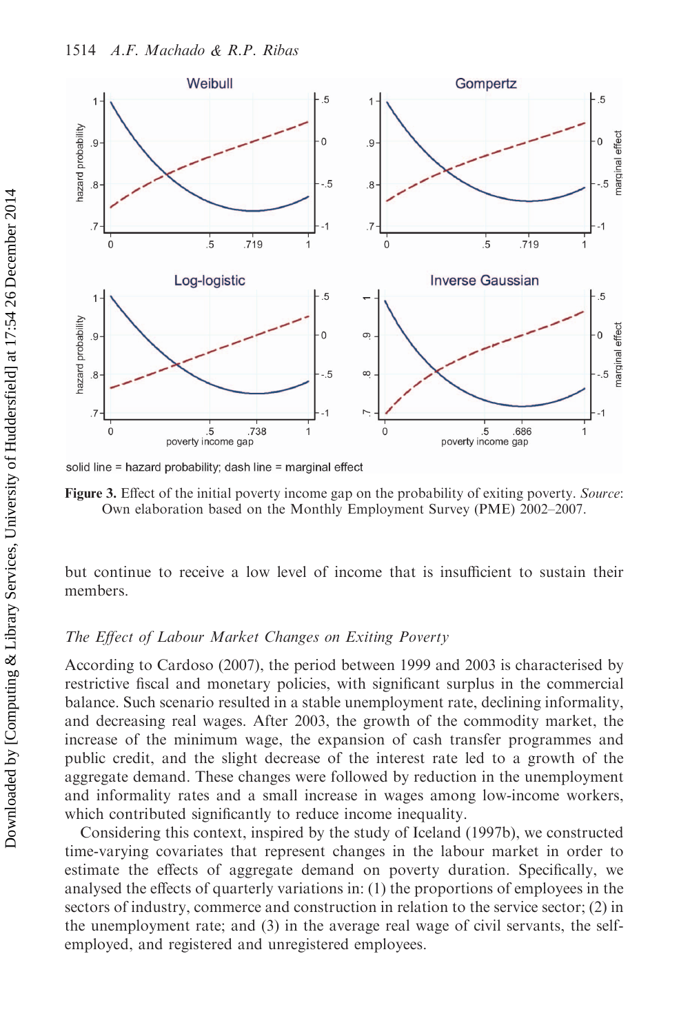solid line = hazard probability; dash line = marginal effect

**Figure 3.** Effect of the initial poverty income gap on the probability of exiting poverty. *Source*: Own elaboration based on the Monthly Employment Survey (PME) 2002–2007.

but continue to receive a low level of income that is insufficient to sustain their members.

### *The Effect of Labour Market Changes on Exiting Poverty*

According to Cardoso (2007), the period between 1999 and 2003 is characterised by restrictive fiscal and monetary policies, with significant surplus in the commercial balance. Such scenario resulted in a stable unemployment rate, declining informality, and decreasing real wages. After 2003, the growth of the commodity market, the increase of the minimum wage, the expansion of cash transfer programmes and public credit, and the slight decrease of the interest rate led to a growth of the aggregate demand. These changes were followed by reduction in the unemployment and informality rates and a small increase in wages among low-income workers, which contributed significantly to reduce income inequality.

Considering this context, inspired by the study of Iceland (1997b), we constructed time-varying covariates that represent changes in the labour market in order to estimate the effects of aggregate demand on poverty duration. Specifically, we analysed the effects of quarterly variations in: (1) the proportions of employees in the sectors of industry, commerce and construction in relation to the service sector; (2) in the unemployment rate; and (3) in the average real wage of civil servants, the self-employed, and registered and unregistered employees.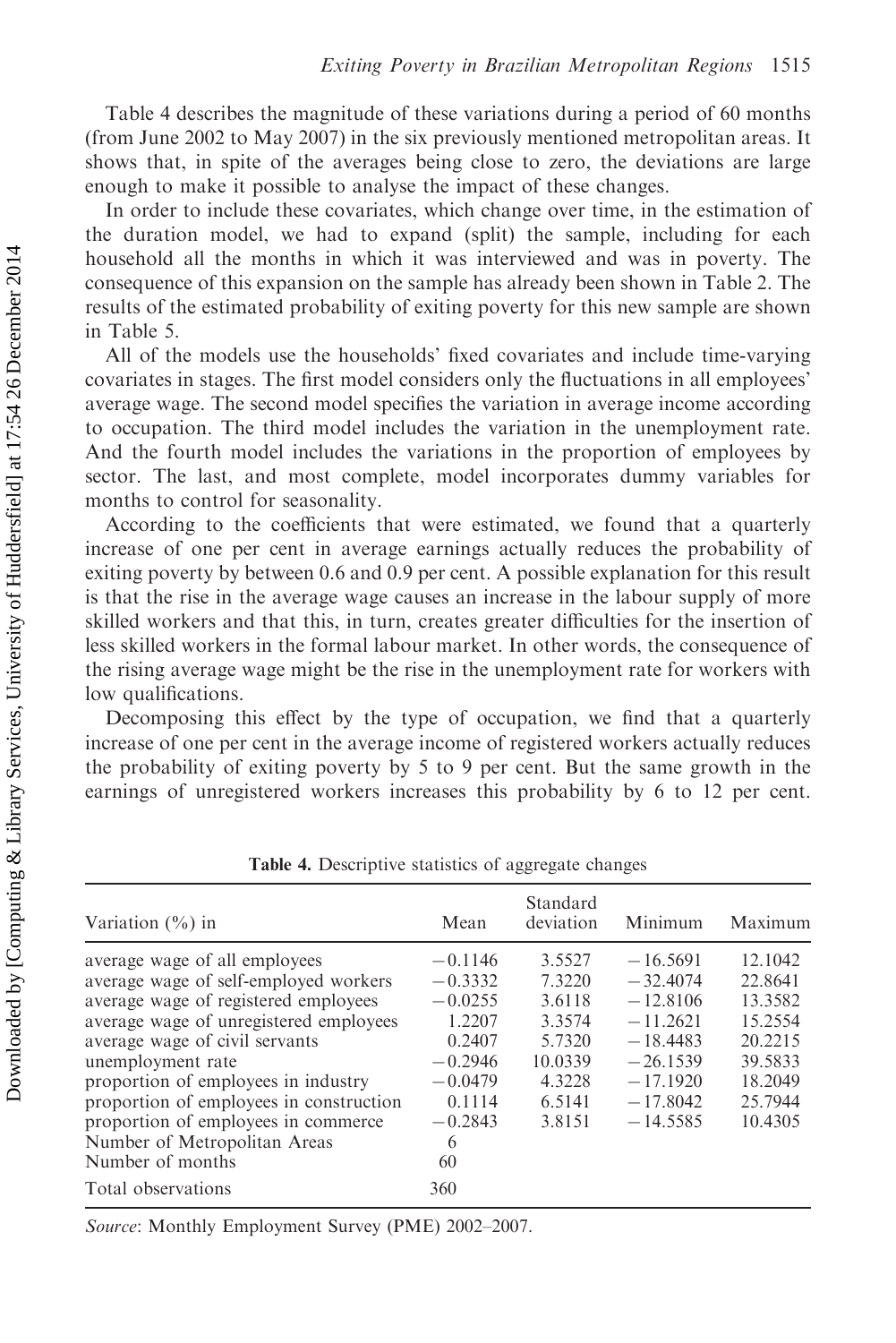Table 4 describes the magnitude of these variations during a period of 60 months (from June 2002 to May 2007) in the six previously mentioned metropolitan areas. It shows that, in spite of the averages being close to zero, the deviations are large enough to make it possible to analyse the impact of these changes.

In order to include these covariates, which change over time, in the estimation of the duration model, we had to expand (split) the sample, including for each household all the months in which it was interviewed and was in poverty. The consequence of this expansion on the sample has already been shown in Table 2. The results of the estimated probability of exiting poverty for this new sample are shown in Table 5.

All of the models use the households' fixed covariates and include time-varying covariates in stages. The first model considers only the fluctuations in all employees' average wage. The second model specifies the variation in average income according to occupation. The third model includes the variation in the unemployment rate. And the fourth model includes the variations in the proportion of employees by sector. The last, and most complete, model incorporates dummy variables for months to control for seasonality.

According to the coefficients that were estimated, we found that a quarterly increase of one per cent in average earnings actually reduces the probability of exiting poverty by between 0.6 and 0.9 per cent. A possible explanation for this result is that the rise in the average wage causes an increase in the labour supply of more skilled workers and that this, in turn, creates greater difficulties for the insertion of less skilled workers in the formal labour market. In other words, the consequence of the rising average wage might be the rise in the unemployment rate for workers with low qualifications.

Decomposing this effect by the type of occupation, we find that a quarterly increase of one per cent in the average income of registered workers actually reduces the probability of exiting poverty by 5 to 9 per cent. But the same growth in the earnings of unregistered workers increases this probability by 6 to 12 per cent.

**Table 4.** Descriptive statistics of aggregate changes

| Variation (%) in | Mean | Standard deviation | Minimum | Maximum |
|---|---|---|---|---|
| average wage of all employees | −0.1146 | 3.5527 | −16.5691 | 12.1042 |
| average wage of self-employed workers | −0.3332 | 7.3220 | −32.4074 | 22.8641 |
| average wage of registered employees | −0.0255 | 3.6118 | −12.8106 | 13.3582 |
| average wage of unregistered employees | 1.2207 | 3.3574 | −11.2621 | 15.2554 |
| average wage of civil servants | 0.2407 | 5.7320 | −18.4483 | 20.2215 |
| unemployment rate | −0.2946 | 10.0339 | −26.1539 | 39.5833 |
| proportion of employees in industry | −0.0479 | 4.3228 | −17.1920 | 18.2049 |
| proportion of employees in construction | 0.1114 | 6.5141 | −17.8042 | 25.7944 |
| proportion of employees in commerce | −0.2843 | 3.8151 | −14.5585 | 10.4305 |
| Number of Metropolitan Areas | 6 | | | |
| Number of months | 60 | | | |
| Total observations | 360 | | | |

*Source*: Monthly Employment Survey (PME) 2002–2007.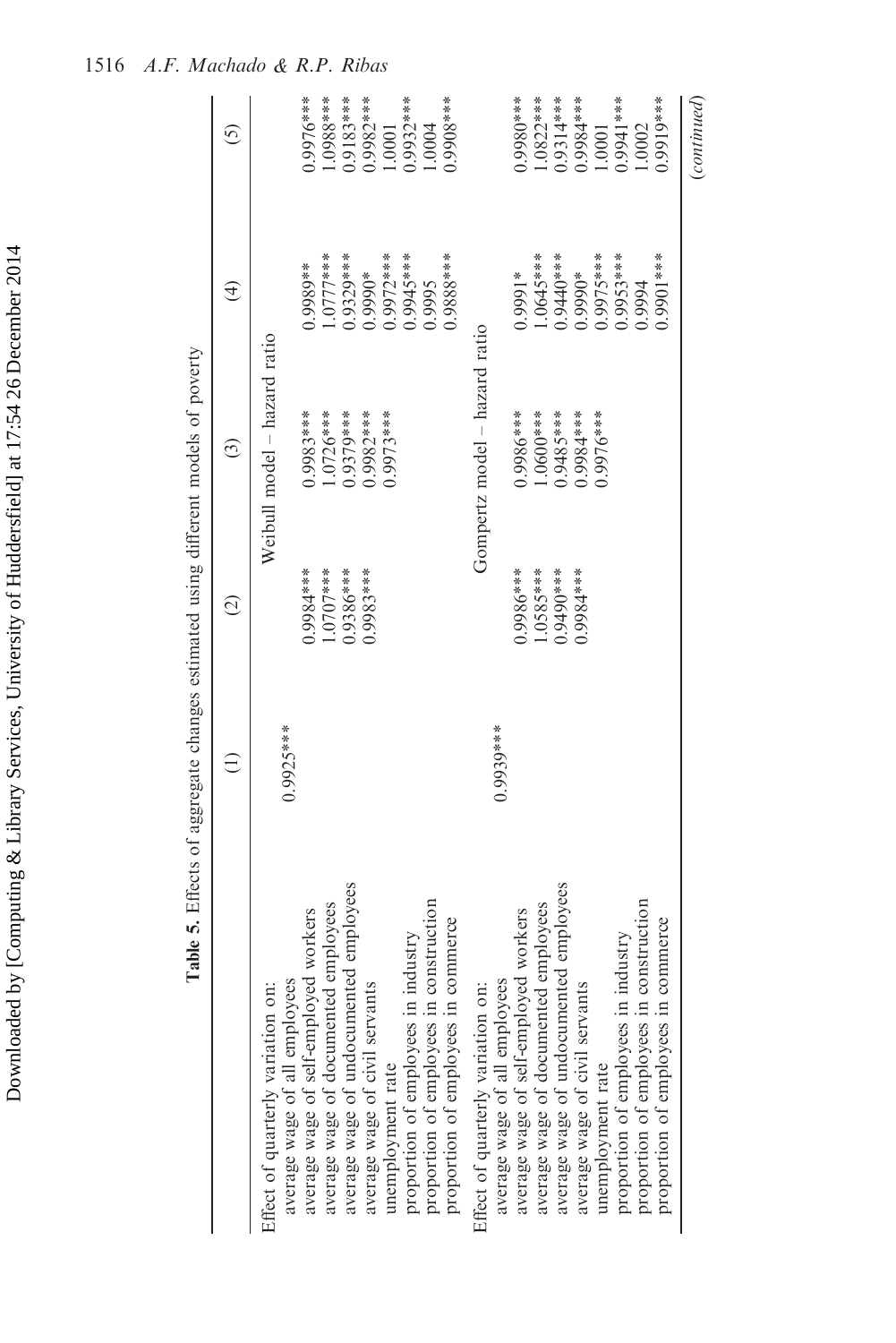**Table 5.** Effects of aggregate changes estimated using different models of poverty

| | (1) | (2) | (3) | (4) | (5) |
|---|---|---|---|---|---|
| | Weibull model – hazard ratio | | | | |
| Effect of quarterly variation on: | | | | | |
| average wage of all employees | 0.9925*** | | | | |
| average wage of self-employed workers | | 0.9984*** | 0.9983*** | 0.9989** | 0.9976*** |
| average wage of documented employees | | 1.0707*** | 1.0726*** | 1.0777*** | 1.0988*** |
| average wage of undocumented employees | | 0.9386*** | 0.9379*** | 0.9329*** | 0.9183*** |
| average wage of civil servants | | 0.9983*** | 0.9982*** | 0.9990* | 0.9982*** |
| unemployment rate | | | 0.9973*** | 0.9972*** | 1.0001 |
| proportion of employees in industry | | | | 0.9945*** | 0.9932*** |
| proportion of employees in construction | | | | 0.9995 | 1.0004 |
| proportion of employees in commerce | | | | 0.9888*** | 0.9908*** |
| | Gompertz model – hazard ratio | | | | |
| Effect of quarterly variation on: | | | | | |
| average wage of all employees | 0.9939*** | | | | |
| average wage of self-employed workers | | 0.9986*** | 0.9986*** | 0.9991* | 0.9980*** |
| average wage of documented employees | | 1.0585*** | 1.0600*** | 1.0645*** | 1.0822*** |
| average wage of undocumented employees | | 0.9490*** | 0.9485*** | 0.9440*** | 0.9314*** |
| average wage of civil servants | | 0.9984*** | 0.9984*** | 0.9990* | 0.9984*** |
| unemployment rate | | | 0.9976*** | 0.9975*** | 1.0001 |
| proportion of employees in industry | | | | 0.9953*** | 0.9941*** |
| proportion of employees in construction | | | | 0.9994 | 1.0002 |
| proportion of employees in commerce | | | | 0.9901*** | 0.9919*** |

(*continued*)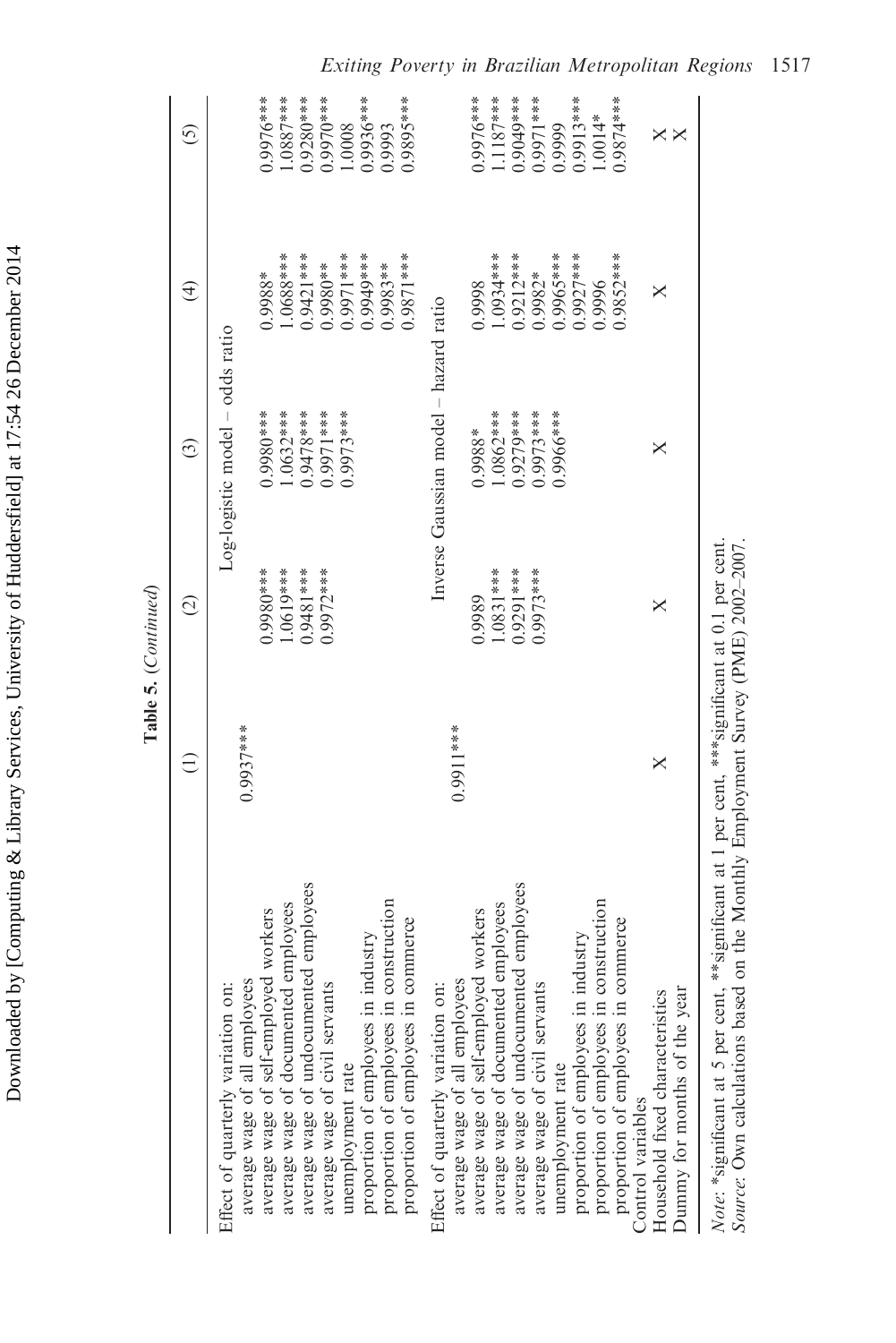**Table 5.** (*Continued*)

| | (1) | (2) | (3) | (4) | (5) |
|---|---|---|---|---|---|
| | Log-logistic model – odds ratio | | | | |
| Effect of quarterly variation on: | | | | | |
| average wage of all employees | 0.9937*** | | | | |
| average wage of self-employed workers | | 0.9980*** | 0.9980*** | 0.9988* | 0.9976*** |
| average wage of documented employees | | 1.0619*** | 1.0632*** | 1.0688*** | 1.0887*** |
| average wage of undocumented employees | | 0.9481*** | 0.9478*** | 0.9421*** | 0.9280*** |
| average wage of civil servants | | 0.9972*** | 0.9971*** | 0.9980** | 0.9970*** |
| unemployment rate | | | 0.9973*** | 0.9971*** | 1.0008 |
| proportion of employees in industry | | | | 0.9949*** | 0.9936*** |
| proportion of employees in construction | | | | 0.9983** | 0.9993 |
| proportion of employees in commerce | | | | 0.9871*** | 0.9895*** |
| | Inverse Gaussian model – hazard ratio | | | | |
| Effect of quarterly variation on: | | | | | |
| average wage of all employees | 0.9911*** | | | | |
| average wage of self-employed workers | | 0.9989 | 0.9988* | 0.9998 | 0.9976*** |
| average wage of documented employees | | 1.0831*** | 1.0862*** | 1.0934*** | 1.1187*** |
| average wage of undocumented employees | | 0.9291*** | 0.9279*** | 0.9212*** | 0.9049*** |
| average wage of civil servants | | 0.9973*** | 0.9973*** | 0.9982* | 0.9971*** |
| unemployment rate | | | 0.9966*** | 0.9965*** | 0.9999 |
| proportion of employees in industry | | | | 0.9927*** | 0.9913*** |
| proportion of employees in construction | | | | 0.9996 | 1.0014* |
| proportion of employees in commerce | | | | 0.9852*** | 0.9874*** |
| Control variables | | | | | |
| Household fixed characteristics | X | X | X | X | X |
| Dummy for months of the year | | | | | X |

*Note*: *significant at 5 per cent, **significant at 1 per cent, ***significant at 0.1 per cent.
*Source*: Own calculations based on the Monthly Employment Survey (PME) 2002–2007.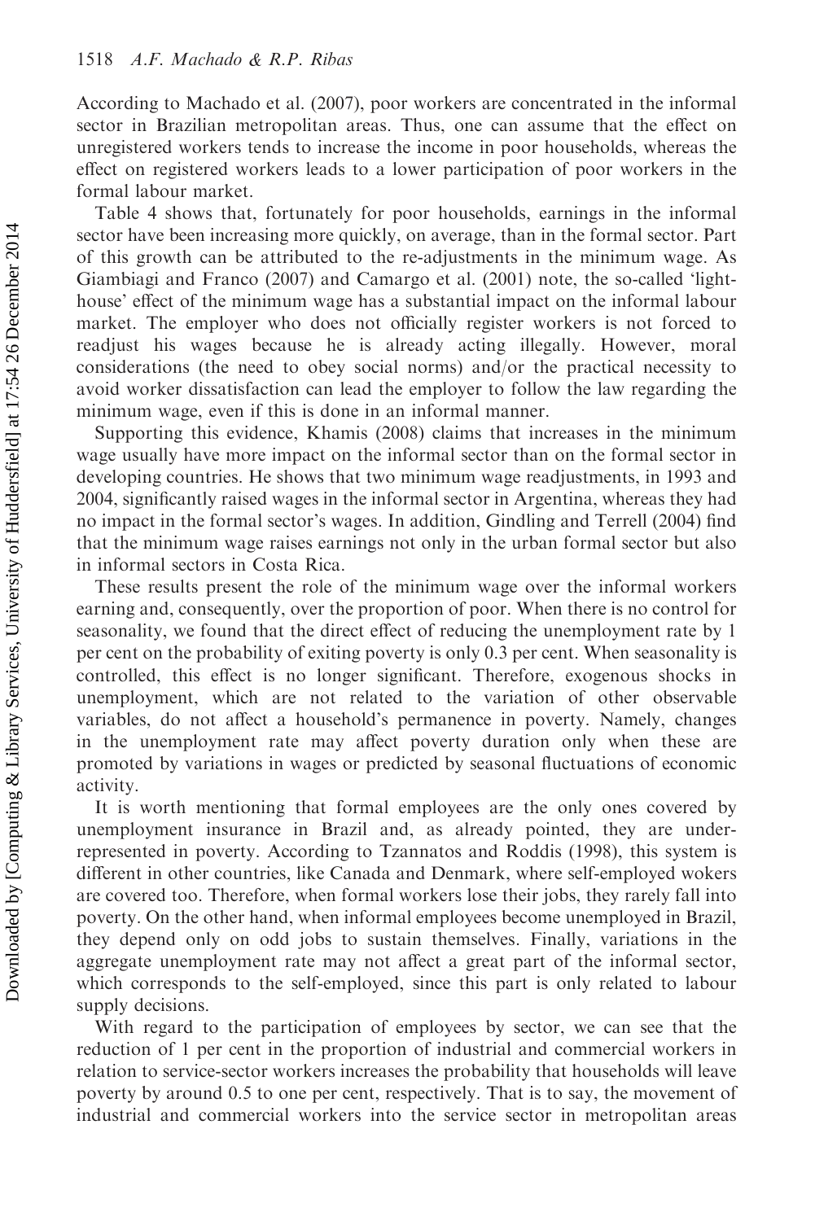According to Machado et al. (2007), poor workers are concentrated in the informal sector in Brazilian metropolitan areas. Thus, one can assume that the effect on unregistered workers tends to increase the income in poor households, whereas the effect on registered workers leads to a lower participation of poor workers in the formal labour market.

Table 4 shows that, fortunately for poor households, earnings in the informal sector have been increasing more quickly, on average, than in the formal sector. Part of this growth can be attributed to the re-adjustments in the minimum wage. As Giambiagi and Franco (2007) and Camargo et al. (2001) note, the so-called 'light-house' effect of the minimum wage has a substantial impact on the informal labour market. The employer who does not officially register workers is not forced to readjust his wages because he is already acting illegally. However, moral considerations (the need to obey social norms) and/or the practical necessity to avoid worker dissatisfaction can lead the employer to follow the law regarding the minimum wage, even if this is done in an informal manner.

Supporting this evidence, Khamis (2008) claims that increases in the minimum wage usually have more impact on the informal sector than on the formal sector in developing countries. He shows that two minimum wage readjustments, in 1993 and 2004, significantly raised wages in the informal sector in Argentina, whereas they had no impact in the formal sector's wages. In addition, Gindling and Terrell (2004) find that the minimum wage raises earnings not only in the urban formal sector but also in informal sectors in Costa Rica.

These results present the role of the minimum wage over the informal workers earning and, consequently, over the proportion of poor. When there is no control for seasonality, we found that the direct effect of reducing the unemployment rate by 1 per cent on the probability of exiting poverty is only 0.3 per cent. When seasonality is controlled, this effect is no longer significant. Therefore, exogenous shocks in unemployment, which are not related to the variation of other observable variables, do not affect a household's permanence in poverty. Namely, changes in the unemployment rate may affect poverty duration only when these are promoted by variations in wages or predicted by seasonal fluctuations of economic activity.

It is worth mentioning that formal employees are the only ones covered by unemployment insurance in Brazil and, as already pointed, they are under-represented in poverty. According to Tzannatos and Roddis (1998), this system is different in other countries, like Canada and Denmark, where self-employed wokers are covered too. Therefore, when formal workers lose their jobs, they rarely fall into poverty. On the other hand, when informal employees become unemployed in Brazil, they depend only on odd jobs to sustain themselves. Finally, variations in the aggregate unemployment rate may not affect a great part of the informal sector, which corresponds to the self-employed, since this part is only related to labour supply decisions.

With regard to the participation of employees by sector, we can see that the reduction of 1 per cent in the proportion of industrial and commercial workers in relation to service-sector workers increases the probability that households will leave poverty by around 0.5 to one per cent, respectively. That is to say, the movement of industrial and commercial workers into the service sector in metropolitan areas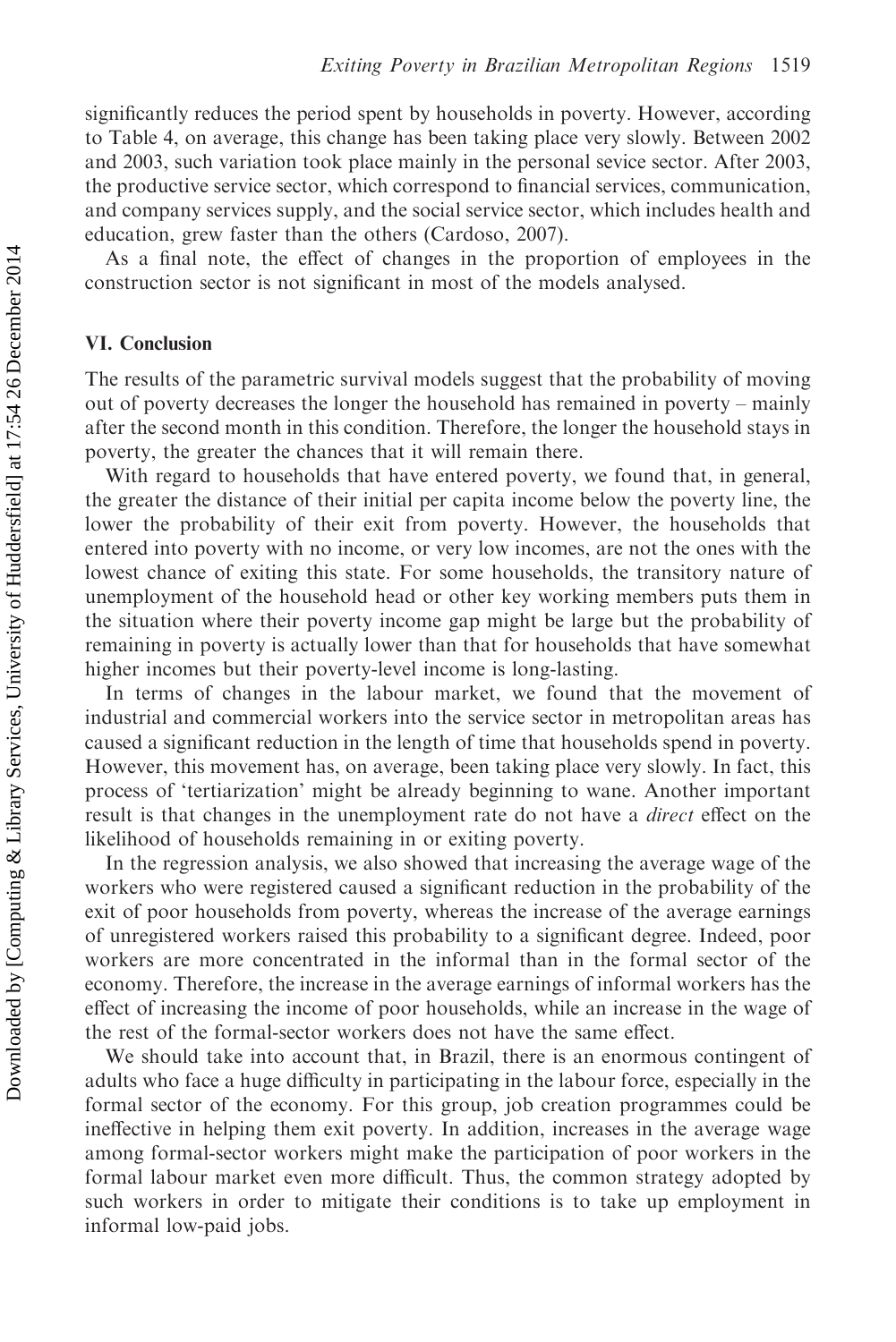significantly reduces the period spent by households in poverty. However, according to Table 4, on average, this change has been taking place very slowly. Between 2002 and 2003, such variation took place mainly in the personal sevice sector. After 2003, the productive service sector, which correspond to financial services, communication, and company services supply, and the social service sector, which includes health and education, grew faster than the others (Cardoso, 2007).

As a final note, the effect of changes in the proportion of employees in the construction sector is not significant in most of the models analysed.

## VI. Conclusion

The results of the parametric survival models suggest that the probability of moving out of poverty decreases the longer the household has remained in poverty – mainly after the second month in this condition. Therefore, the longer the household stays in poverty, the greater the chances that it will remain there.

With regard to households that have entered poverty, we found that, in general, the greater the distance of their initial per capita income below the poverty line, the lower the probability of their exit from poverty. However, the households that entered into poverty with no income, or very low incomes, are not the ones with the lowest chance of exiting this state. For some households, the transitory nature of unemployment of the household head or other key working members puts them in the situation where their poverty income gap might be large but the probability of remaining in poverty is actually lower than that for households that have somewhat higher incomes but their poverty-level income is long-lasting.

In terms of changes in the labour market, we found that the movement of industrial and commercial workers into the service sector in metropolitan areas has caused a significant reduction in the length of time that households spend in poverty. However, this movement has, on average, been taking place very slowly. In fact, this process of 'tertiarization' might be already beginning to wane. Another important result is that changes in the unemployment rate do not have a *direct* effect on the likelihood of households remaining in or exiting poverty.

In the regression analysis, we also showed that increasing the average wage of the workers who were registered caused a significant reduction in the probability of the exit of poor households from poverty, whereas the increase of the average earnings of unregistered workers raised this probability to a significant degree. Indeed, poor workers are more concentrated in the informal than in the formal sector of the economy. Therefore, the increase in the average earnings of informal workers has the effect of increasing the income of poor households, while an increase in the wage of the rest of the formal-sector workers does not have the same effect.

We should take into account that, in Brazil, there is an enormous contingent of adults who face a huge difficulty in participating in the labour force, especially in the formal sector of the economy. For this group, job creation programmes could be ineffective in helping them exit poverty. In addition, increases in the average wage among formal-sector workers might make the participation of poor workers in the formal labour market even more difficult. Thus, the common strategy adopted by such workers in order to mitigate their conditions is to take up employment in informal low-paid jobs.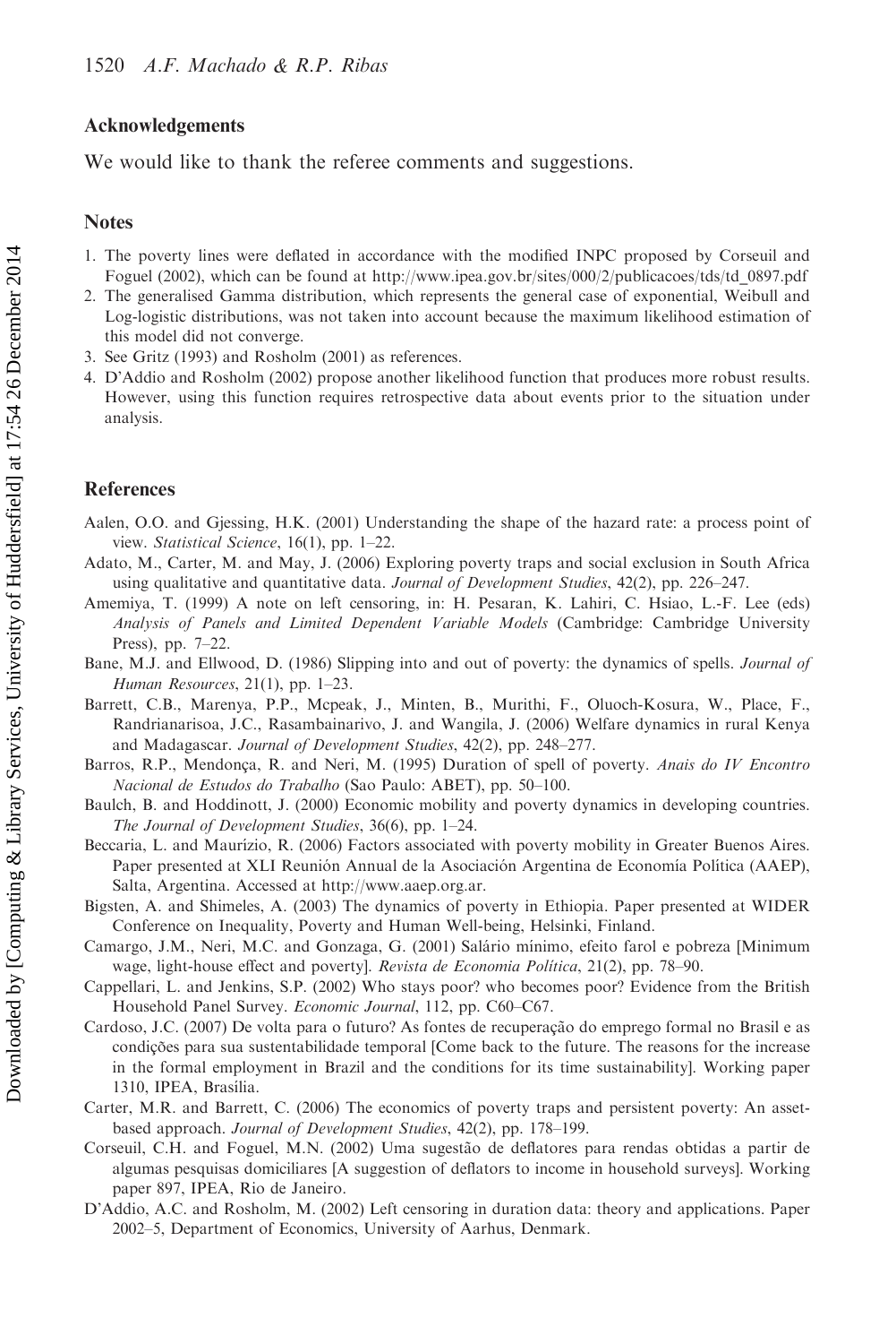## Acknowledgements

We would like to thank the referee comments and suggestions.

## Notes

1. The poverty lines were deflated in accordance with the modified INPC proposed by Corseuil and Foguel (2002), which can be found at http://www.ipea.gov.br/sites/000/2/publicacoes/tds/td_0897.pdf
2. The generalised Gamma distribution, which represents the general case of exponential, Weibull and Log-logistic distributions, was not taken into account because the maximum likelihood estimation of this model did not converge.
3. See Gritz (1993) and Rosholm (2001) as references.
4. D'Addio and Rosholm (2002) propose another likelihood function that produces more robust results. However, using this function requires retrospective data about events prior to the situation under analysis.

## References

Aalen, O.O. and Gjessing, H.K. (2001) Understanding the shape of the hazard rate: a process point of view. *Statistical Science*, 16(1), pp. 1–22.

Adato, M., Carter, M. and May, J. (2006) Exploring poverty traps and social exclusion in South Africa using qualitative and quantitative data. *Journal of Development Studies*, 42(2), pp. 226–247.

Amemiya, T. (1999) A note on left censoring, in: H. Pesaran, K. Lahiri, C. Hsiao, L.-F. Lee (eds) *Analysis of Panels and Limited Dependent Variable Models* (Cambridge: Cambridge University Press), pp. 7–22.

Bane, M.J. and Ellwood, D. (1986) Slipping into and out of poverty: the dynamics of spells. *Journal of Human Resources*, 21(1), pp. 1–23.

Barrett, C.B., Marenya, P.P., Mcpeak, J., Minten, B., Murithi, F., Oluoch-Kosura, W., Place, F., Randrianarisoa, J.C., Rasambainarivo, J. and Wangila, J. (2006) Welfare dynamics in rural Kenya and Madagascar. *Journal of Development Studies*, 42(2), pp. 248–277.

Barros, R.P., Mendonça, R. and Neri, M. (1995) Duration of spell of poverty. *Anais do IV Encontro Nacional de Estudos do Trabalho* (Sao Paulo: ABET), pp. 50–100.

Baulch, B. and Hoddinott, J. (2000) Economic mobility and poverty dynamics in developing countries. *The Journal of Development Studies*, 36(6), pp. 1–24.

Beccaria, L. and Maurízio, R. (2006) Factors associated with poverty mobility in Greater Buenos Aires. Paper presented at XLI Reunión Annual de la Asociación Argentina de Economía Política (AAEP), Salta, Argentina. Accessed at http://www.aaep.org.ar.

Bigsten, A. and Shimeles, A. (2003) The dynamics of poverty in Ethiopia. Paper presented at WIDER Conference on Inequality, Poverty and Human Well-being, Helsinki, Finland.

Camargo, J.M., Neri, M.C. and Gonzaga, G. (2001) Salário mínimo, efeito farol e pobreza [Minimum wage, light-house effect and poverty]. *Revista de Economia Política*, 21(2), pp. 78–90.

Cappellari, L. and Jenkins, S.P. (2002) Who stays poor? who becomes poor? Evidence from the British Household Panel Survey. *Economic Journal*, 112, pp. C60–C67.

Cardoso, J.C. (2007) De volta para o futuro? As fontes de recuperação do emprego formal no Brasil e as condições para sua sustentabilidade temporal [Come back to the future. The reasons for the increase in the formal employment in Brazil and the conditions for its time sustainability]. Working paper 1310, IPEA, Brasília.

Carter, M.R. and Barrett, C. (2006) The economics of poverty traps and persistent poverty: An asset-based approach. *Journal of Development Studies*, 42(2), pp. 178–199.

Corseuil, C.H. and Foguel, M.N. (2002) Uma sugestão de deflatores para rendas obtidas a partir de algumas pesquisas domiciliares [A suggestion of deflators to income in household surveys]. Working paper 897, IPEA, Rio de Janeiro.

D'Addio, A.C. and Rosholm, M. (2002) Left censoring in duration data: theory and applications. Paper 2002–5, Department of Economics, University of Aarhus, Denmark.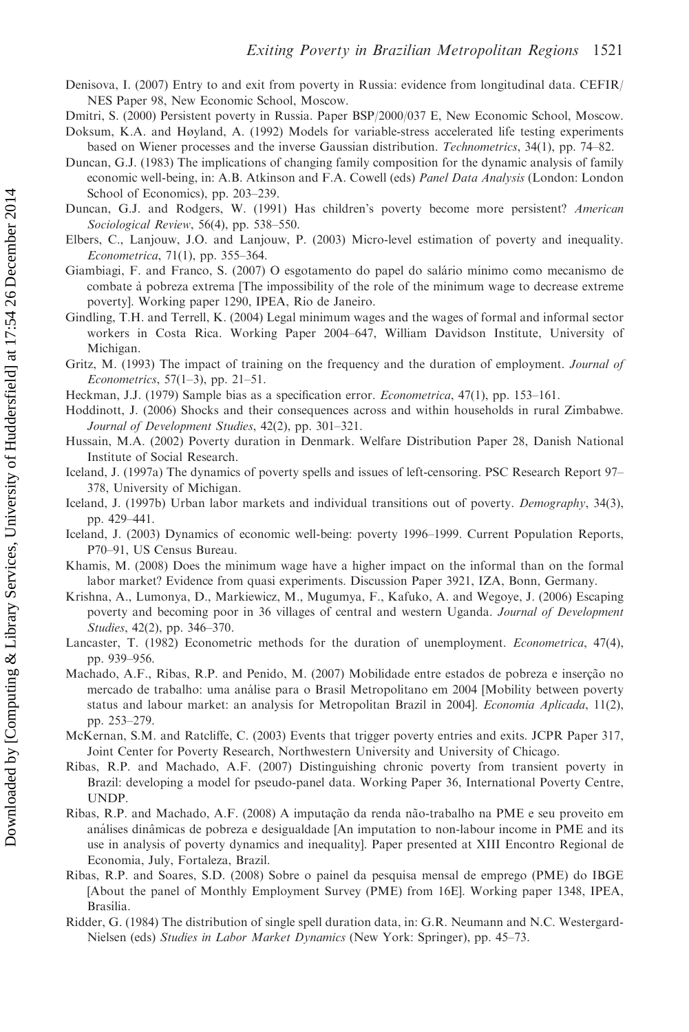Denisova, I. (2007) Entry to and exit from poverty in Russia: evidence from longitudinal data. CEFIR/NES Paper 98, New Economic School, Moscow.

Dmitri, S. (2000) Persistent poverty in Russia. Paper BSP/2000/037 E, New Economic School, Moscow.

Doksum, K.A. and Høyland, A. (1992) Models for variable-stress accelerated life testing experiments based on Wiener processes and the inverse Gaussian distribution. *Technometrics*, 34(1), pp. 74–82.

Duncan, G.J. (1983) The implications of changing family composition for the dynamic analysis of family economic well-being, in: A.B. Atkinson and F.A. Cowell (eds) *Panel Data Analysis* (London: London School of Economics), pp. 203–239.

Duncan, G.J. and Rodgers, W. (1991) Has children's poverty become more persistent? *American Sociological Review*, 56(4), pp. 538–550.

Elbers, C., Lanjouw, J.O. and Lanjouw, P. (2003) Micro-level estimation of poverty and inequality. *Econometrica*, 71(1), pp. 355–364.

Giambiagi, F. and Franco, S. (2007) O esgotamento do papel do salário mínimo como mecanismo de combate à pobreza extrema [The impossibility of the role of the minimum wage to decrease extreme poverty]. Working paper 1290, IPEA, Rio de Janeiro.

Gindling, T.H. and Terrell, K. (2004) Legal minimum wages and the wages of formal and informal sector workers in Costa Rica. Working Paper 2004–647, William Davidson Institute, University of Michigan.

Gritz, M. (1993) The impact of training on the frequency and the duration of employment. *Journal of Econometrics*, 57(1–3), pp. 21–51.

Heckman, J.J. (1979) Sample bias as a specification error. *Econometrica*, 47(1), pp. 153–161.

Hoddinott, J. (2006) Shocks and their consequences across and within households in rural Zimbabwe. *Journal of Development Studies*, 42(2), pp. 301–321.

Hussain, M.A. (2002) Poverty duration in Denmark. Welfare Distribution Paper 28, Danish National Institute of Social Research.

Iceland, J. (1997a) The dynamics of poverty spells and issues of left-censoring. PSC Research Report 97–378, University of Michigan.

Iceland, J. (1997b) Urban labor markets and individual transitions out of poverty. *Demography*, 34(3), pp. 429–441.

Iceland, J. (2003) Dynamics of economic well-being: poverty 1996–1999. Current Population Reports, P70–91, US Census Bureau.

Khamis, M. (2008) Does the minimum wage have a higher impact on the informal than on the formal labor market? Evidence from quasi experiments. Discussion Paper 3921, IZA, Bonn, Germany.

Krishna, A., Lumonya, D., Markiewicz, M., Mugumya, F., Kafuko, A. and Wegoye, J. (2006) Escaping poverty and becoming poor in 36 villages of central and western Uganda. *Journal of Development Studies*, 42(2), pp. 346–370.

Lancaster, T. (1982) Econometric methods for the duration of unemployment. *Econometrica*, 47(4), pp. 939–956.

Machado, A.F., Ribas, R.P. and Penido, M. (2007) Mobilidade entre estados de pobreza e inserção no mercado de trabalho: uma análise para o Brasil Metropolitano em 2004 [Mobility between poverty status and labour market: an analysis for Metropolitan Brazil in 2004]. *Economia Aplicada*, 11(2), pp. 253–279.

McKernan, S.M. and Ratcliffe, C. (2003) Events that trigger poverty entries and exits. JCPR Paper 317, Joint Center for Poverty Research, Northwestern University and University of Chicago.

Ribas, R.P. and Machado, A.F. (2007) Distinguishing chronic poverty from transient poverty in Brazil: developing a model for pseudo-panel data. Working Paper 36, International Poverty Centre, UNDP.

Ribas, R.P. and Machado, A.F. (2008) A imputação da renda não-trabalho na PME e seu proveito em análises dinâmicas de pobreza e desigualdade [An imputation to non-labour income in PME and its use in analysis of poverty dynamics and inequality]. Paper presented at XIII Encontro Regional de Economia, July, Fortaleza, Brazil.

Ribas, R.P. and Soares, S.D. (2008) Sobre o painel da pesquisa mensal de emprego (PME) do IBGE [About the panel of Monthly Employment Survey (PME) from 16E]. Working paper 1348, IPEA, Brasília.

Ridder, G. (1984) The distribution of single spell duration data, in: G.R. Neumann and N.C. Westergard-Nielsen (eds) *Studies in Labor Market Dynamics* (New York: Springer), pp. 45–73.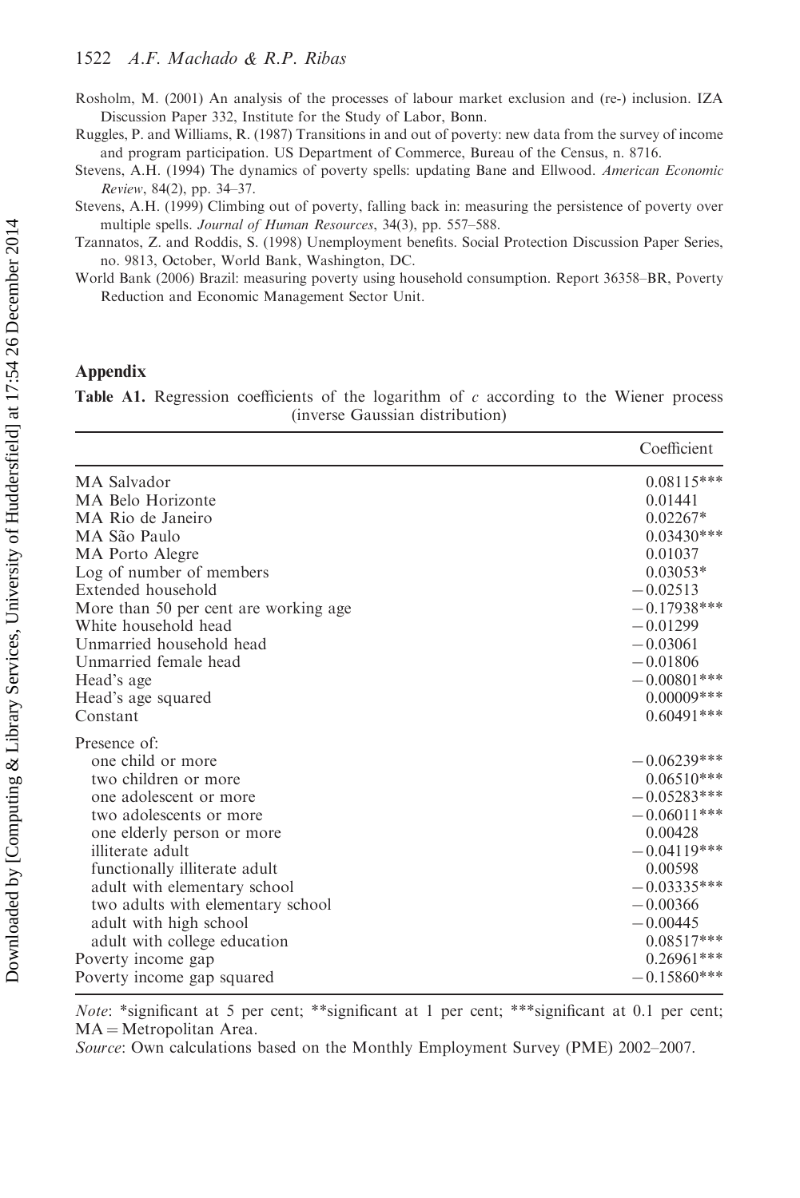Rosholm, M. (2001) An analysis of the processes of labour market exclusion and (re-) inclusion. IZA Discussion Paper 332, Institute for the Study of Labor, Bonn.

Ruggles, P. and Williams, R. (1987) Transitions in and out of poverty: new data from the survey of income and program participation. US Department of Commerce, Bureau of the Census, n. 8716.

Stevens, A.H. (1994) The dynamics of poverty spells: updating Bane and Ellwood. *American Economic Review*, 84(2), pp. 34–37.

Stevens, A.H. (1999) Climbing out of poverty, falling back in: measuring the persistence of poverty over multiple spells. *Journal of Human Resources*, 34(3), pp. 557–588.

Tzannatos, Z. and Roddis, S. (1998) Unemployment benefits. Social Protection Discussion Paper Series, no. 9813, October, World Bank, Washington, DC.

World Bank (2006) Brazil: measuring poverty using household consumption. Report 36358–BR, Poverty Reduction and Economic Management Sector Unit.

## Appendix

**Table A1.** Regression coefficients of the logarithm of $c$ according to the Wiener process (inverse Gaussian distribution)

| | Coefficient |
|---|---|
| MA Salvador | 0.08115*** |
| MA Belo Horizonte | 0.01441 |
| MA Rio de Janeiro | 0.02267* |
| MA São Paulo | 0.03430*** |
| MA Porto Alegre | 0.01037 |
| Log of number of members | 0.03053* |
| Extended household | −0.02513 |
| More than 50 per cent are working age | −0.17938*** |
| White household head | −0.01299 |
| Unmarried household head | −0.03061 |
| Unmarried female head | −0.01806 |
| Head's age | −0.00801*** |
| Head's age squared | 0.00009*** |
| Constant | 0.60491*** |
| Presence of: | |
| one child or more | −0.06239*** |
| two children or more | 0.06510*** |
| one adolescent or more | −0.05283*** |
| two adolescents or more | −0.06011*** |
| one elderly person or more | 0.00428 |
| illiterate adult | −0.04119*** |
| functionally illiterate adult | 0.00598 |
| adult with elementary school | −0.03335*** |
| two adults with elementary school | −0.00366 |
| adult with high school | −0.00445 |
| adult with college education | 0.08517*** |
| Poverty income gap | 0.26961*** |
| Poverty income gap squared | −0.15860*** |

*Note*: *significant at 5 per cent; **significant at 1 per cent; ***significant at 0.1 per cent; MA = Metropolitan Area.

*Source*: Own calculations based on the Monthly Employment Survey (PME) 2002–2007.